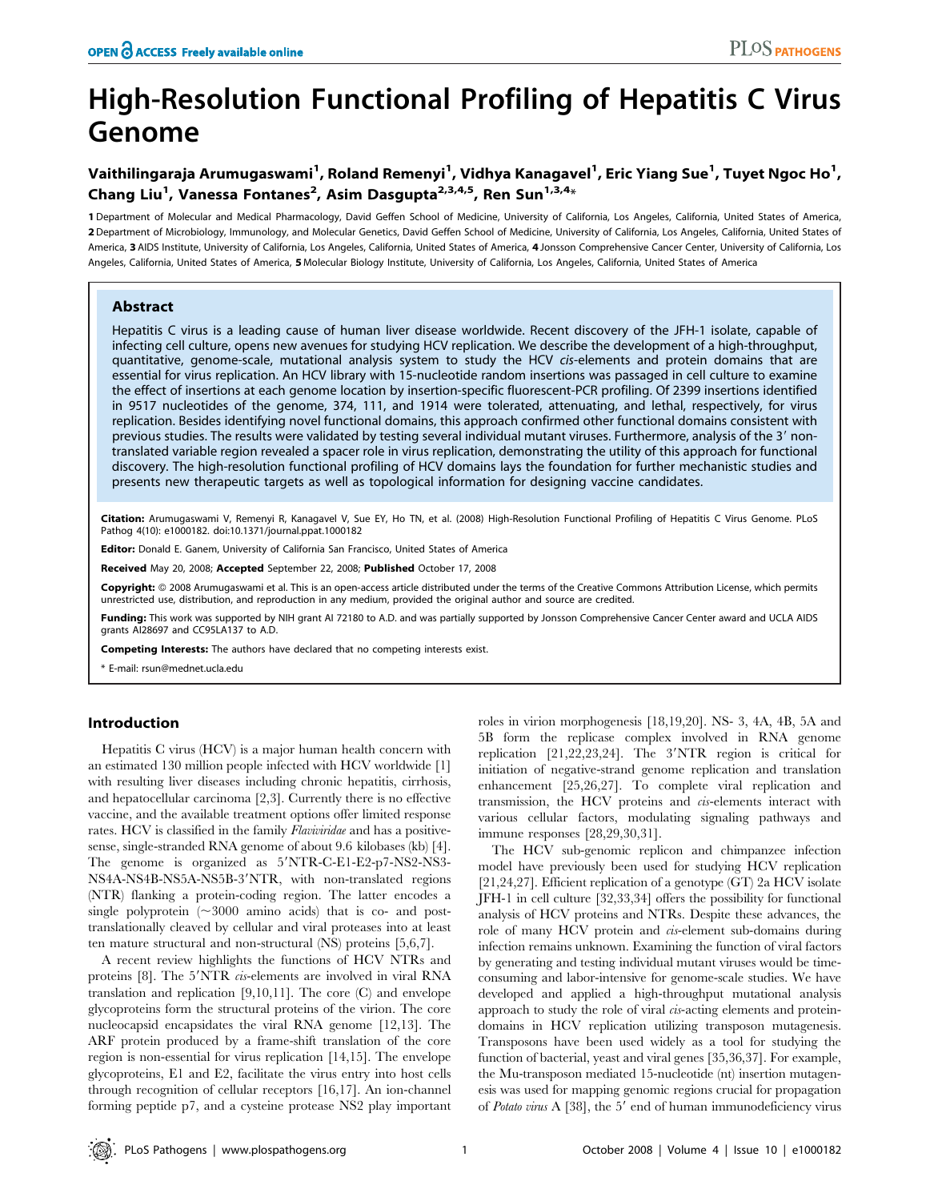# High-Resolution Functional Profiling of Hepatitis C Virus Genome

**Vaithilingaraja Arumugaswami[1], Roland Remenyi[1], Vidhya Kanagavel[1], Eric Yiang Sue[1], Tuyet Ngoc Ho[1], Chang Liu[1], Vanessa Fontanes[2], Asim Dasgupta[2,3,4,5], Ren Sun[1,3,4]***

**1** Department of Molecular and Medical Pharmacology, David Geffen School of Medicine, University of California, Los Angeles, California, United States of America, **2** Department of Microbiology, Immunology, and Molecular Genetics, David Geffen School of Medicine, University of California, Los Angeles, California, United States of America, **3** AIDS Institute, University of California, Los Angeles, California, United States of America, **4** Jonsson Comprehensive Cancer Center, University of California, Los Angeles, California, United States of America, **5** Molecular Biology Institute, University of California, Los Angeles, California, United States of America

## Abstract

Hepatitis C virus is a leading cause of human liver disease worldwide. Recent discovery of the JFH-1 isolate, capable of infecting cell culture, opens new avenues for studying HCV replication. We describe the development of a high-throughput, quantitative, genome-scale, mutational analysis system to study the HCV *cis*-elements and protein domains that are essential for virus replication. An HCV library with 15-nucleotide random insertions was passaged in cell culture to examine the effect of insertions at each genome location by insertion-specific fluorescent-PCR profiling. Of 2399 insertions identified in 9517 nucleotides of the genome, 374, 111, and 1914 were tolerated, attenuating, and lethal, respectively, for virus replication. Besides identifying novel functional domains, this approach confirmed other functional domains consistent with previous studies. The results were validated by testing several individual mutant viruses. Furthermore, analysis of the 3′ non-translated variable region revealed a spacer role in virus replication, demonstrating the utility of this approach for functional discovery. The high-resolution functional profiling of HCV domains lays the foundation for further mechanistic studies and presents new therapeutic targets as well as topological information for designing vaccine candidates.

**Citation:** Arumugaswami V, Remenyi R, Kanagavel V, Sue EY, Ho TN, et al. (2008) High-Resolution Functional Profiling of Hepatitis C Virus Genome. PLoS Pathog 4(10): e1000182. doi:10.1371/journal.ppat.1000182

**Editor:** Donald E. Ganem, University of California San Francisco, United States of America

**Received** May 20, 2008; **Accepted** September 22, 2008; **Published** October 17, 2008

**Copyright:** © 2008 Arumugaswami et al. This is an open-access article distributed under the terms of the Creative Commons Attribution License, which permits unrestricted use, distribution, and reproduction in any medium, provided the original author and source are credited.

**Funding:** This work was supported by NIH grant AI 72180 to A.D. and was partially supported by Jonsson Comprehensive Cancer Center award and UCLA AIDS grants AI28697 and CC95LA137 to A.D.

**Competing Interests:** The authors have declared that no competing interests exist.

\* E-mail: rsun@mednet.ucla.edu

## Introduction

Hepatitis C virus (HCV) is a major human health concern with an estimated 130 million people infected with HCV worldwide [1] with resulting liver diseases including chronic hepatitis, cirrhosis, and hepatocellular carcinoma [2,3]. Currently there is no effective vaccine, and the available treatment options offer limited response rates. HCV is classified in the family *Flaviviridae* and has a positive-sense, single-stranded RNA genome of about 9.6 kilobases (kb) [4]. The genome is organized as 5′NTR-C-E1-E2-p7-NS2-NS3-NS4A-NS4B-NS5A-NS5B-3′NTR, with non-translated regions (NTR) flanking a protein-coding region. The latter encodes a single polyprotein (~3000 amino acids) that is co- and post-translationally cleaved by cellular and viral proteases into at least ten mature structural and non-structural (NS) proteins [5,6,7].

A recent review highlights the functions of HCV NTRs and proteins [8]. The 5′NTR *cis*-elements are involved in viral RNA translation and replication [9,10,11]. The core (C) and envelope glycoproteins form the structural proteins of the virion. The core nucleocapsid encapsidates the viral RNA genome [12,13]. The ARF protein produced by a frame-shift translation of the core region is non-essential for virus replication [14,15]. The envelope glycoproteins, E1 and E2, facilitate the virus entry into host cells through recognition of cellular receptors [16,17]. An ion-channel forming peptide p7, and a cysteine protease NS2 play important roles in virion morphogenesis [18,19,20]. NS- 3, 4A, 4B, 5A and 5B form the replicase complex involved in RNA genome replication [21,22,23,24]. The 3′NTR region is critical for initiation of negative-strand genome replication and translation enhancement [25,26,27]. To complete viral replication and transmission, the HCV proteins and *cis*-elements interact with various cellular factors, modulating signaling pathways and immune responses [28,29,30,31].

The HCV sub-genomic replicon and chimpanzee infection model have previously been used for studying HCV replication [21,24,27]. Efficient replication of a genotype (GT) 2a HCV isolate JFH-1 in cell culture [32,33,34] offers the possibility for functional analysis of HCV proteins and NTRs. Despite these advances, the role of many HCV protein and *cis*-element sub-domains during infection remains unknown. Examining the function of viral factors by generating and testing individual mutant viruses would be time-consuming and labor-intensive for genome-scale studies. We have developed and applied a high-throughput mutational analysis approach to study the role of viral *cis*-acting elements and protein-domains in HCV replication utilizing transposon mutagenesis. Transposons have been used widely as a tool for studying the function of bacterial, yeast and viral genes [35,36,37]. For example, the Mu-transposon mediated 15-nucleotide (nt) insertion mutagenesis was used for mapping genomic regions crucial for propagation of *Potato virus* A [38], the 5′ end of human immunodeficiency virus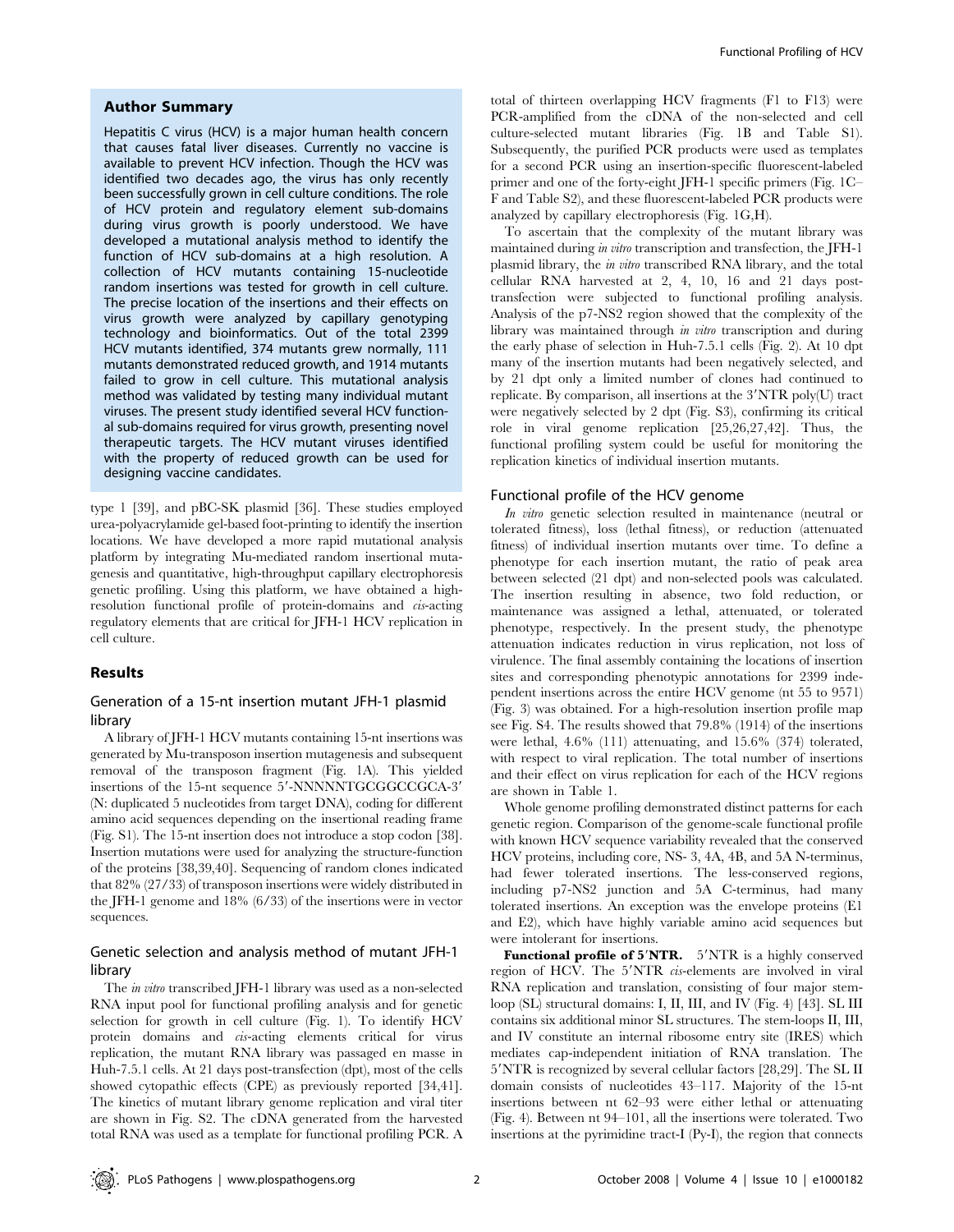## Author Summary

Hepatitis C virus (HCV) is a major human health concern that causes fatal liver diseases. Currently no vaccine is available to prevent HCV infection. Though the HCV was identified two decades ago, the virus has only recently been successfully grown in cell culture conditions. The role of HCV protein and regulatory element sub-domains during virus growth is poorly understood. We have developed a mutational analysis method to identify the function of HCV sub-domains at a high resolution. A collection of HCV mutants containing 15-nucleotide random insertions was tested for growth in cell culture. The precise location of the insertions and their effects on virus growth were analyzed by capillary genotyping technology and bioinformatics. Out of the total 2399 HCV mutants identified, 374 mutants grew normally, 111 mutants demonstrated reduced growth, and 1914 mutants failed to grow in cell culture. This mutational analysis method was validated by testing many individual mutant viruses. The present study identified several HCV functional sub-domains required for virus growth, presenting novel therapeutic targets. The HCV mutant viruses identified with the property of reduced growth can be used for designing vaccine candidates.

type 1 [39], and pBC-SK plasmid [36]. These studies employed urea-polyacrylamide gel-based foot-printing to identify the insertion locations. We have developed a more rapid mutational analysis platform by integrating Mu-mediated random insertional mutagenesis and quantitative, high-throughput capillary electrophoresis genetic profiling. Using this platform, we have obtained a high-resolution functional profile of protein-domains and *cis*-acting regulatory elements that are critical for JFH-1 HCV replication in cell culture.

## Results

### Generation of a 15-nt insertion mutant JFH-1 plasmid library

A library of JFH-1 HCV mutants containing 15-nt insertions was generated by Mu-transposon insertion mutagenesis and subsequent removal of the transposon fragment (Fig. 1A). This yielded insertions of the 15-nt sequence 5′-NNNNNTGCGGCCGCA-3′ (N: duplicated 5 nucleotides from target DNA), coding for different amino acid sequences depending on the insertional reading frame (Fig. S1). The 15-nt insertion does not introduce a stop codon [38]. Insertion mutations were used for analyzing the structure-function of the proteins [38,39,40]. Sequencing of random clones indicated that 82% (27/33) of transposon insertions were widely distributed in the JFH-1 genome and 18% (6/33) of the insertions were in vector sequences.

### Genetic selection and analysis method of mutant JFH-1 library

The *in vitro* transcribed JFH-1 library was used as a non-selected RNA input pool for functional profiling analysis and for genetic selection for growth in cell culture (Fig. 1). To identify HCV protein domains and *cis*-acting elements critical for virus replication, the mutant RNA library was passaged en masse in Huh-7.5.1 cells. At 21 days post-transfection (dpt), most of the cells showed cytopathic effects (CPE) as previously reported [34,41]. The kinetics of mutant library genome replication and viral titer are shown in Fig. S2. The cDNA generated from the harvested total RNA was used as a template for functional profiling PCR. A total of thirteen overlapping HCV fragments (F1 to F13) were PCR-amplified from the cDNA of the non-selected and cell culture-selected mutant libraries (Fig. 1B and Table S1). Subsequently, the purified PCR products were used as templates for a second PCR using an insertion-specific fluorescent-labeled primer and one of the forty-eight JFH-1 specific primers (Fig. 1C–F and Table S2), and these fluorescent-labeled PCR products were analyzed by capillary electrophoresis (Fig. 1G,H).

To ascertain that the complexity of the mutant library was maintained during *in vitro* transcription and transfection, the JFH-1 plasmid library, the *in vitro* transcribed RNA library, and the total cellular RNA harvested at 2, 4, 10, 16 and 21 days post-transfection were subjected to functional profiling analysis. Analysis of the p7-NS2 region showed that the complexity of the library was maintained through *in vitro* transcription and during the early phase of selection in Huh-7.5.1 cells (Fig. 2). At 10 dpt many of the insertion mutants had been negatively selected, and by 21 dpt only a limited number of clones had continued to replicate. By comparison, all insertions at the 3′NTR poly(U) tract were negatively selected by 2 dpt (Fig. S3), confirming its critical role in viral genome replication [25,26,27,42]. Thus, the functional profiling system could be useful for monitoring the replication kinetics of individual insertion mutants.

### Functional profile of the HCV genome

*In vitro* genetic selection resulted in maintenance (neutral or tolerated fitness), loss (lethal fitness), or reduction (attenuated fitness) of individual insertion mutants over time. To define a phenotype for each insertion mutant, the ratio of peak area between selected (21 dpt) and non-selected pools was calculated. The insertion resulting in absence, two fold reduction, or maintenance was assigned a lethal, attenuated, or tolerated phenotype, respectively. In the present study, the phenotype attenuation indicates reduction in virus replication, not loss of virulence. The final assembly containing the locations of insertion sites and corresponding phenotypic annotations for 2399 independent insertions across the entire HCV genome (nt 55 to 9571) (Fig. 3) was obtained. For a high-resolution insertion profile map see Fig. S4. The results showed that 79.8% (1914) of the insertions were lethal, 4.6% (111) attenuating, and 15.6% (374) tolerated, with respect to viral replication. The total number of insertions and their effect on virus replication for each of the HCV regions are shown in Table 1.

Whole genome profiling demonstrated distinct patterns for each genetic region. Comparison of the genome-scale functional profile with known HCV sequence variability revealed that the conserved HCV proteins, including core, NS- 3, 4A, 4B, and 5A N-terminus, had fewer tolerated insertions. The less-conserved regions, including p7-NS2 junction and 5A C-terminus, had many tolerated insertions. An exception was the envelope proteins (E1 and E2), which have highly variable amino acid sequences but were intolerant for insertions.

**Functional profile of 5′NTR.** 5′NTR is a highly conserved region of HCV. The 5′NTR *cis*-elements are involved in viral RNA replication and translation, consisting of four major stem-loop (SL) structural domains: I, II, III, and IV (Fig. 4) [43]. SL III contains six additional minor SL structures. The stem-loops II, III, and IV constitute an internal ribosome entry site (IRES) which mediates cap-independent initiation of RNA translation. The 5′NTR is recognized by several cellular factors [28,29]. The SL II domain consists of nucleotides 43–117. Majority of the 15-nt insertions between nt 62–93 were either lethal or attenuating (Fig. 4). Between nt 94–101, all the insertions were tolerated. Two insertions at the pyrimidine tract-I (Py-I), the region that connects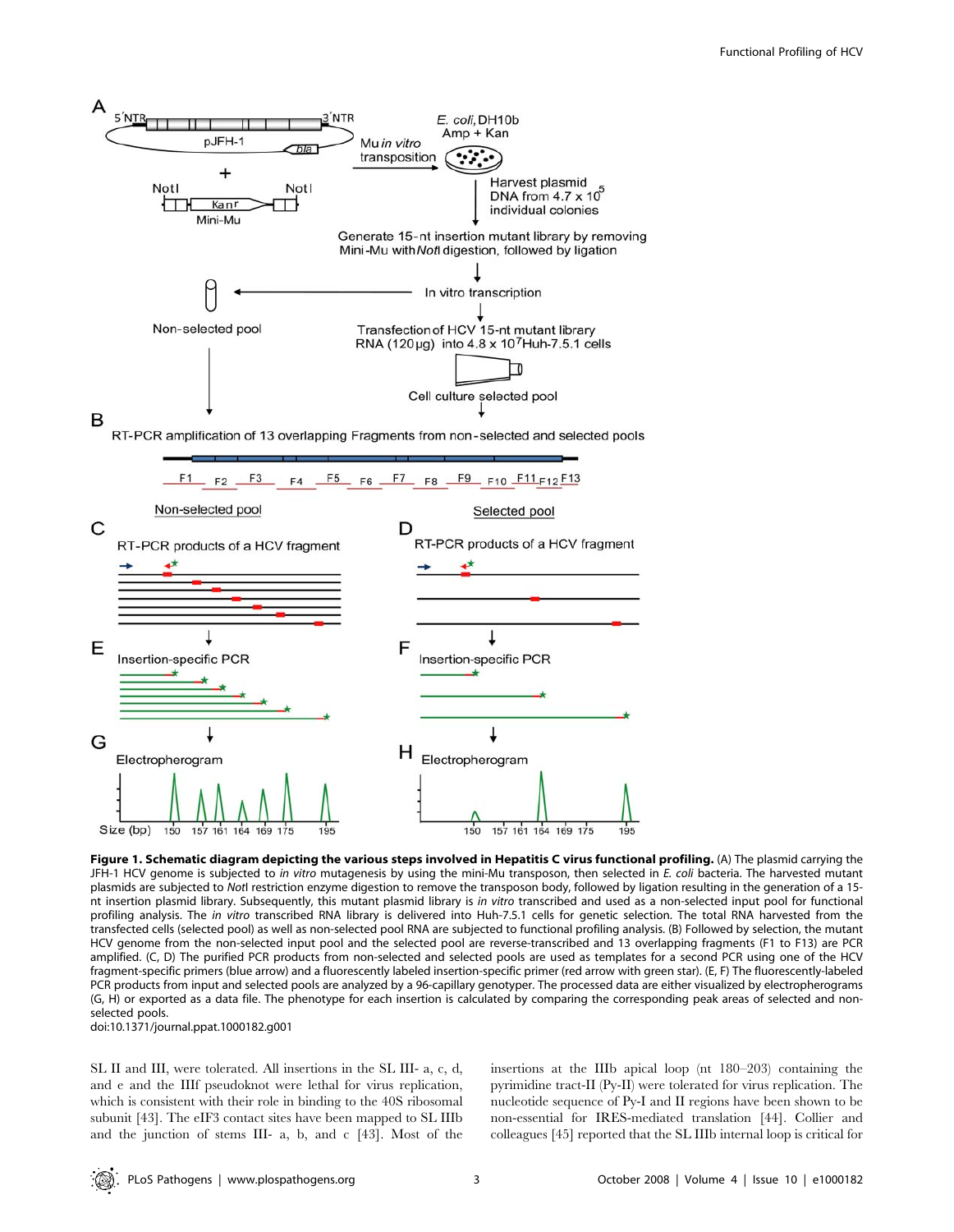**Figure 1. Schematic diagram depicting the various steps involved in Hepatitis C virus functional profiling.** (A) The plasmid carrying the JFH-1 HCV genome is subjected to *in vitro* mutagenesis by using the mini-Mu transposon, then selected in *E. coli* bacteria. The harvested mutant plasmids are subjected to NotI restriction enzyme digestion to remove the transposon body, followed by ligation resulting in the generation of a 15-nt insertion plasmid library. Subsequently, this mutant plasmid library is *in vitro* transcribed and used as a non-selected input pool for functional profiling analysis. The *in vitro* transcribed RNA library is delivered into Huh-7.5.1 cells for genetic selection. The total RNA harvested from the transfected cells (selected pool) as well as non-selected pool RNA are subjected to functional profiling analysis. (B) Followed by selection, the mutant HCV genome from the non-selected input pool and the selected pool are reverse-transcribed and 13 overlapping fragments (F1 to F13) are PCR amplified. (C, D) The purified PCR products from non-selected and selected pools are used as templates for a second PCR using one of the HCV fragment-specific primers (blue arrow) and a fluorescently labeled insertion-specific primer (red arrow with green star). (E, F) The fluorescently-labeled PCR products from input and selected pools are analyzed by a 96-capillary genotyper. The processed data are either visualized by electropherograms (G, H) or exported as a data file. The phenotype for each insertion is calculated by comparing the corresponding peak areas of selected and non-selected pools.
doi:10.1371/journal.ppat.1000182.g001

SL II and III, were tolerated. All insertions in the SL III- a, c, d, and e and the IIIf pseudoknot were lethal for virus replication, which is consistent with their role in binding to the 40S ribosomal subunit [43]. The eIF3 contact sites have been mapped to SL IIIb and the junction of stems III- a, b, and c [43]. Most of the insertions at the IIIb apical loop (nt 180–203) containing the pyrimidine tract-II (Py-II) were tolerated for virus replication. The nucleotide sequence of Py-I and II regions have been shown to be non-essential for IRES-mediated translation [44]. Collier and colleagues [45] reported that the SL IIIb internal loop is critical for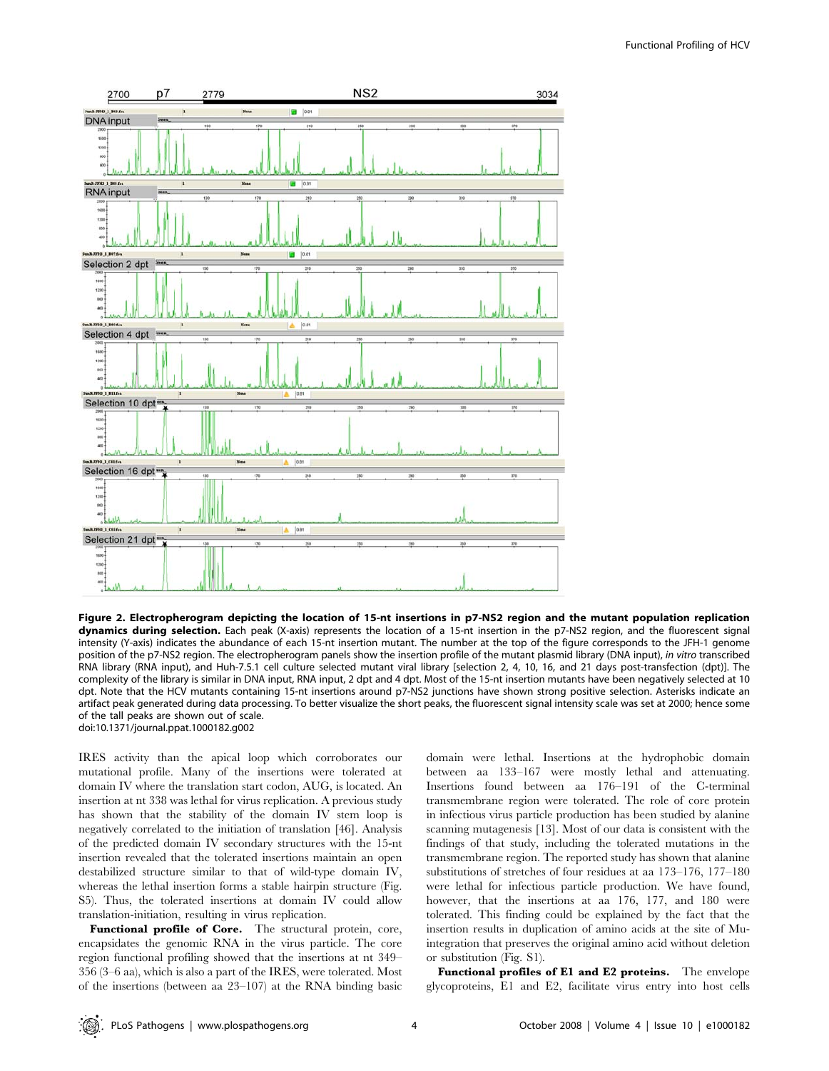**Figure 2. Electropherogram depicting the location of 15-nt insertions in p7-NS2 region and the mutant population replication dynamics during selection.** Each peak (X-axis) represents the location of a 15-nt insertion in the p7-NS2 region, and the fluorescent signal intensity (Y-axis) indicates the abundance of each 15-nt insertion mutant. The number at the top of the figure corresponds to the JFH-1 genome position of the p7-NS2 region. The electropherogram panels show the insertion profile of the mutant plasmid library (DNA input), *in vitro* transcribed RNA library (RNA input), and Huh-7.5.1 cell culture selected mutant viral library [selection 2, 4, 10, 16, and 21 days post-transfection (dpt)]. The complexity of the library is similar in DNA input, RNA input, 2 dpt and 4 dpt. Most of the 15-nt insertion mutants have been negatively selected at 10 dpt. Note that the HCV mutants containing 15-nt insertions around p7-NS2 junctions have shown strong positive selection. Asterisks indicate an artifact peak generated during data processing. To better visualize the short peaks, the fluorescent signal intensity scale was set at 2000; hence some of the tall peaks are shown out of scale.
doi:10.1371/journal.ppat.1000182.g002

IRES activity than the apical loop which corroborates our mutational profile. Many of the insertions were tolerated at domain IV where the translation start codon, AUG, is located. An insertion at nt 338 was lethal for virus replication. A previous study has shown that the stability of the domain IV stem loop is negatively correlated to the initiation of translation [46]. Analysis of the predicted domain IV secondary structures with the 15-nt insertion revealed that the tolerated insertions maintain an open destabilized structure similar to that of wild-type domain IV, whereas the lethal insertion forms a stable hairpin structure (Fig. S5). Thus, the tolerated insertions at domain IV could allow translation-initiation, resulting in virus replication.

**Functional profile of Core.** The structural protein, core, encapsidates the genomic RNA in the virus particle. The core region functional profiling showed that the insertions at nt 349–356 (3–6 aa), which is also a part of the IRES, were tolerated. Most of the insertions (between aa 23–107) at the RNA binding basic domain were lethal. Insertions at the hydrophobic domain between aa 133–167 were mostly lethal and attenuating. Insertions found between aa 176–191 of the C-terminal transmembrane region were tolerated. The role of core protein in infectious virus particle production has been studied by alanine scanning mutagenesis [13]. Most of our data is consistent with the findings of that study, including the tolerated mutations in the transmembrane region. The reported study has shown that alanine substitutions of stretches of four residues at aa 173–176, 177–180 were lethal for infectious particle production. We have found, however, that the insertions at aa 176, 177, and 180 were tolerated. This finding could be explained by the fact that the insertion results in duplication of amino acids at the site of Mu-integration that preserves the original amino acid without deletion or substitution (Fig. S1).

**Functional profiles of E1 and E2 proteins.** The envelope glycoproteins, E1 and E2, facilitate virus entry into host cells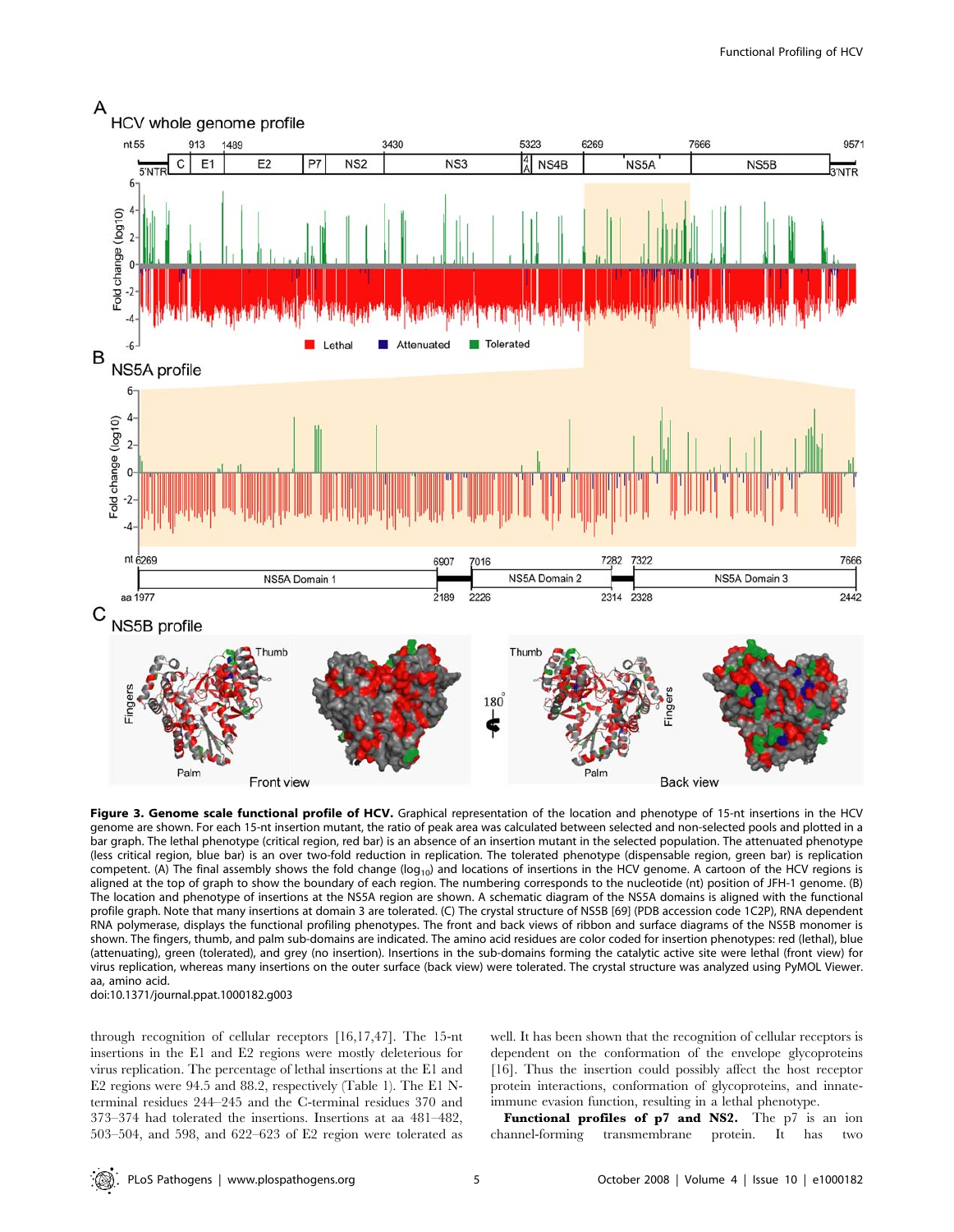**Figure 3. Genome scale functional profile of HCV.** Graphical representation of the location and phenotype of 15-nt insertions in the HCV genome are shown. For each 15-nt insertion mutant, the ratio of peak area was calculated between selected and non-selected pools and plotted in a bar graph. The lethal phenotype (critical region, red bar) is an absence of an insertion mutant in the selected population. The attenuated phenotype (less critical region, blue bar) is an over two-fold reduction in replication. The tolerated phenotype (dispensable region, green bar) is replication competent. (A) The final assembly shows the fold change ($\log_{10}$) and locations of insertions in the HCV genome. A cartoon of the HCV regions is aligned at the top of graph to show the boundary of each region. The numbering corresponds to the nucleotide (nt) position of JFH-1 genome. (B) The location and phenotype of insertions at the NS5A region are shown. A schematic diagram of the NS5A domains is aligned with the functional profile graph. Note that many insertions at domain 3 are tolerated. (C) The crystal structure of NS5B [69] (PDB accession code 1C2P), RNA dependent RNA polymerase, displays the functional profiling phenotypes. The front and back views of ribbon and surface diagrams of the NS5B monomer is shown. The fingers, thumb, and palm sub-domains are indicated. The amino acid residues are color coded for insertion phenotypes: red (lethal), blue (attenuating), green (tolerated), and grey (no insertion). Insertions in the sub-domains forming the catalytic active site were lethal (front view) for virus replication, whereas many insertions on the outer surface (back view) were tolerated. The crystal structure was analyzed using PyMOL Viewer. aa, amino acid.
doi:10.1371/journal.ppat.1000182.g003

through recognition of cellular receptors [16,17,47]. The 15-nt insertions in the E1 and E2 regions were mostly deleterious for virus replication. The percentage of lethal insertions at the E1 and E2 regions were 94.5 and 88.2, respectively (Table 1). The E1 N-terminal residues 244–245 and the C-terminal residues 370 and 373–374 had tolerated the insertions. Insertions at aa 481–482, 503–504, and 598, and 622–623 of E2 region were tolerated as well. It has been shown that the recognition of cellular receptors is dependent on the conformation of the envelope glycoproteins [16]. Thus the insertion could possibly affect the host receptor protein interactions, conformation of glycoproteins, and innate-immune evasion function, resulting in a lethal phenotype.

**Functional profiles of p7 and NS2.** The p7 is an ion channel-forming transmembrane protein. It has two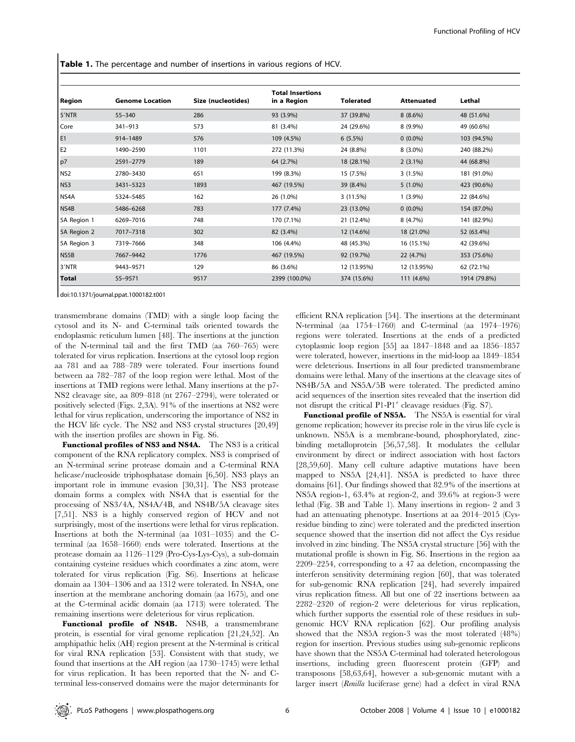**Table 1.** The percentage and number of insertions in various regions of HCV.

| Region | Genome Location | Size (nucleotides) | Total Insertions in a Region | Tolerated | Attenuated | Lethal |
|---|---|---|---|---|---|---|
| 5′NTR | 55–340 | 286 | 93 (3.9%) | 37 (39.8%) | 8 (8.6%) | 48 (51.6%) |
| Core | 341–913 | 573 | 81 (3.4%) | 24 (29.6%) | 8 (9.9%) | 49 (60.6%) |
| E1 | 914–1489 | 576 | 109 (4.5%) | 6 (5.5%) | 0 (0.0%) | 103 (94.5%) |
| E2 | 1490–2590 | 1101 | 272 (11.3%) | 24 (8.8%) | 8 (3.0%) | 240 (88.2%) |
| p7 | 2591–2779 | 189 | 64 (2.7%) | 18 (28.1%) | 2 (3.1%) | 44 (68.8%) |
| NS2 | 2780–3430 | 651 | 199 (8.3%) | 15 (7.5%) | 3 (1.5%) | 181 (91.0%) |
| NS3 | 3431–5323 | 1893 | 467 (19.5%) | 39 (8.4%) | 5 (1.0%) | 423 (90.6%) |
| NS4A | 5324–5485 | 162 | 26 (1.0%) | 3 (11.5%) | 1 (3.9%) | 22 (84.6%) |
| NS4B | 5486–6268 | 783 | 177 (7.4%) | 23 (13.0%) | 0 (0.0%) | 154 (87.0%) |
| 5A Region 1 | 6269–7016 | 748 | 170 (7.1%) | 21 (12.4%) | 8 (4.7%) | 141 (82.9%) |
| 5A Region 2 | 7017–7318 | 302 | 82 (3.4%) | 12 (14.6%) | 18 (21.0%) | 52 (63.4%) |
| 5A Region 3 | 7319–7666 | 348 | 106 (4.4%) | 48 (45.3%) | 16 (15.1%) | 42 (39.6%) |
| NS5B | 7667–9442 | 1776 | 467 (19.5%) | 92 (19.7%) | 22 (4.7%) | 353 (75.6%) |
| 3′NTR | 9443–9571 | 129 | 86 (3.6%) | 12 (13.95%) | 12 (13.95%) | 62 (72.1%) |
| **Total** | 55–9571 | 9517 | 2399 (100.0%) | 374 (15.6%) | 111 (4.6%) | 1914 (79.8%) |

doi:10.1371/journal.ppat.1000182.t001

transmembrane domains (TMD) with a single loop facing the cytosol and its N- and C-terminal tails oriented towards the endoplasmic reticulum lumen [48]. The insertions at the junction of the N-terminal tail and the first TMD (aa 760–765) were tolerated for virus replication. Insertions at the cytosol loop region aa 781 and aa 788–789 were tolerated. Four insertions found between aa 782–787 of the loop region were lethal. Most of the insertions at TMD regions were lethal. Many insertions at the p7-NS2 cleavage site, aa 809–818 (nt 2767–2794), were tolerated or positively selected (Figs. 2,3A). 91% of the insertions at NS2 were lethal for virus replication, underscoring the importance of NS2 in the HCV life cycle. The NS2 and NS3 crystal structures [20,49] with the insertion profiles are shown in Fig. S6.

**Functional profiles of NS3 and NS4A.** The NS3 is a critical component of the RNA replicatory complex. NS3 is comprised of an N-terminal serine protease domain and a C-terminal RNA helicase/nucleoside triphosphatase domain [6,50]. NS3 plays an important role in immune evasion [30,31]. The NS3 protease domain forms a complex with NS4A that is essential for the processing of NS3/4A, NS4A/4B, and NS4B/5A cleavage sites [7,51]. NS3 is a highly conserved region of HCV and not surprisingly, most of the insertions were lethal for virus replication. Insertions at both the N-terminal (aa 1031–1035) and the C-terminal (aa 1658–1660) ends were tolerated. Insertions at the protease domain aa 1126–1129 (Pro-Cys-Lys-Cys), a sub-domain containing cysteine residues which coordinates a zinc atom, were tolerated for virus replication (Fig. S6). Insertions at helicase domain aa 1304–1306 and aa 1312 were tolerated. In NS4A, one insertion at the membrane anchoring domain (aa 1675), and one at the C-terminal acidic domain (aa 1713) were tolerated. The remaining insertions were deleterious for virus replication.

**Functional profile of NS4B.** NS4B, a transmembrane protein, is essential for viral genome replication [21,24,52]. An amphipathic helix (AH) region present at the N-terminal is critical for viral RNA replication [53]. Consistent with that study, we found that insertions at the AH region (aa 1730–1745) were lethal for virus replication. It has been reported that the N- and C-terminal less-conserved domains were the major determinants for efficient RNA replication [54]. The insertions at the determinant N-terminal (aa 1754–1760) and C-terminal (aa 1974–1976) regions were tolerated. Insertions at the ends of a predicted cytoplasmic loop region [55] aa 1847–1848 and aa 1856–1857 were tolerated, however, insertions in the mid-loop aa 1849–1854 were deleterious. Insertions in all four predicted transmembrane domains were lethal. Many of the insertions at the cleavage sites of NS4B/5A and NS5A/5B were tolerated. The predicted amino acid sequences of the insertion sites revealed that the insertion did not disrupt the critical P1-P1′ cleavage residues (Fig. S7).

**Functional profile of NS5A.** The NS5A is essential for viral genome replication; however its precise role in the virus life cycle is unknown. NS5A is a membrane-bound, phosphorylated, zinc-binding metalloprotein [56,57,58]. It modulates the cellular environment by direct or indirect association with host factors [28,59,60]. Many cell culture adaptive mutations have been mapped to NS5A [24,41]. NS5A is predicted to have three domains [61]. Our findings showed that 82.9% of the insertions at NS5A region-1, 63.4% at region-2, and 39.6% at region-3 were lethal (Fig. 3B and Table 1). Many insertions in region- 2 and 3 had an attenuating phenotype. Insertions at aa 2014–2015 (Cys-residue binding to zinc) were tolerated and the predicted insertion sequence showed that the insertion did not affect the Cys residue involved in zinc binding. The NS5A crystal structure [56] with the mutational profile is shown in Fig. S6. Insertions in the region aa 2209–2254, corresponding to a 47 aa deletion, encompassing the interferon sensitivity determining region [60], that was tolerated for sub-genomic RNA replication [24], had severely impaired virus replication fitness. All but one of 22 insertions between aa 2282–2320 of region-2 were deleterious for virus replication, which further supports the essential role of these residues in sub-genomic HCV RNA replication [62]. Our profiling analysis showed that the NS5A region-3 was the most tolerated (48%) region for insertion. Previous studies using sub-genomic replicons have shown that the NS5A C-terminal had tolerated heterologous insertions, including green fluorescent protein (GFP) and transposons [58,63,64], however a sub-genomic mutant with a larger insert (*Renilla* luciferase gene) had a defect in viral RNA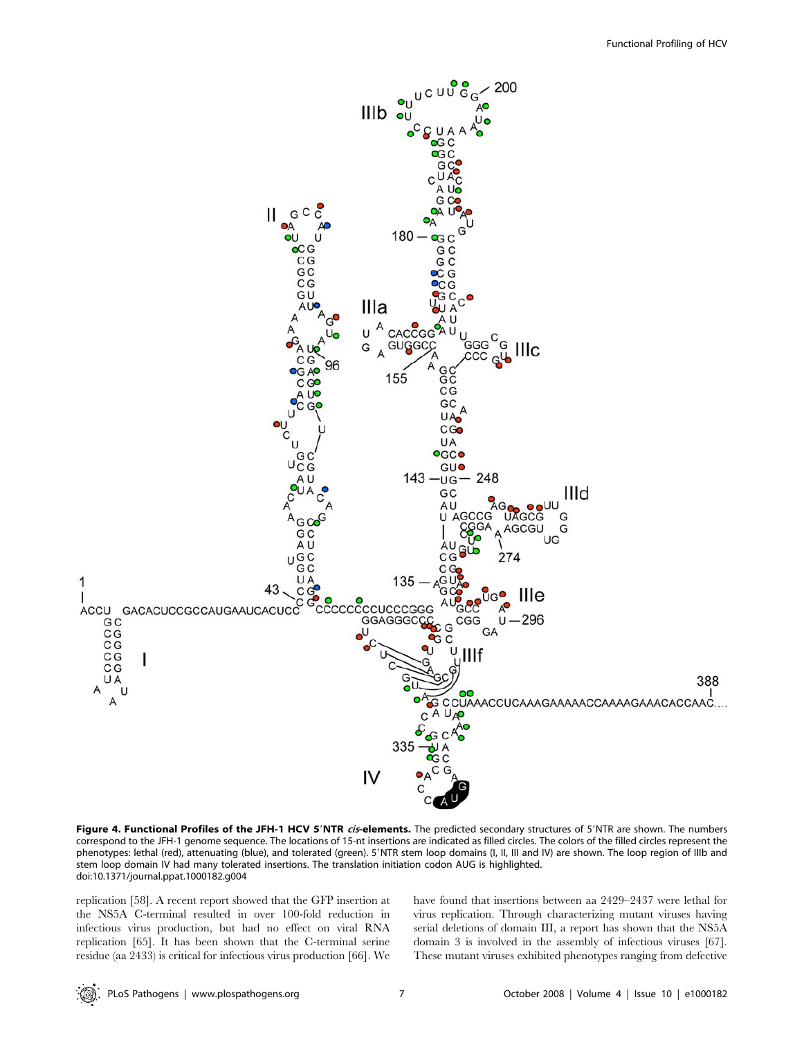**Figure 4. Functional Profiles of the JFH-1 HCV 5′NTR *cis*-elements.** The predicted secondary structures of 5′NTR are shown. The numbers correspond to the JFH-1 genome sequence. The locations of 15-nt insertions are indicated as filled circles. The colors of the filled circles represent the phenotypes: lethal (red), attenuating (blue), and tolerated (green). 5′NTR stem loop domains (I, II, III and IV) are shown. The loop region of IIIb and stem loop domain IV had many tolerated insertions. The translation initiation codon AUG is highlighted.
doi:10.1371/journal.ppat.1000182.g004

replication [58]. A recent report showed that the GFP insertion at the NS5A C-terminal resulted in over 100-fold reduction in infectious virus production, but had no effect on viral RNA replication [65]. It has been shown that the C-terminal serine residue (aa 2433) is critical for infectious virus production [66]. We have found that insertions between aa 2429–2437 were lethal for virus replication. Through characterizing mutant viruses having serial deletions of domain III, a report has shown that the NS5A domain 3 is involved in the assembly of infectious viruses [67]. These mutant viruses exhibited phenotypes ranging from defective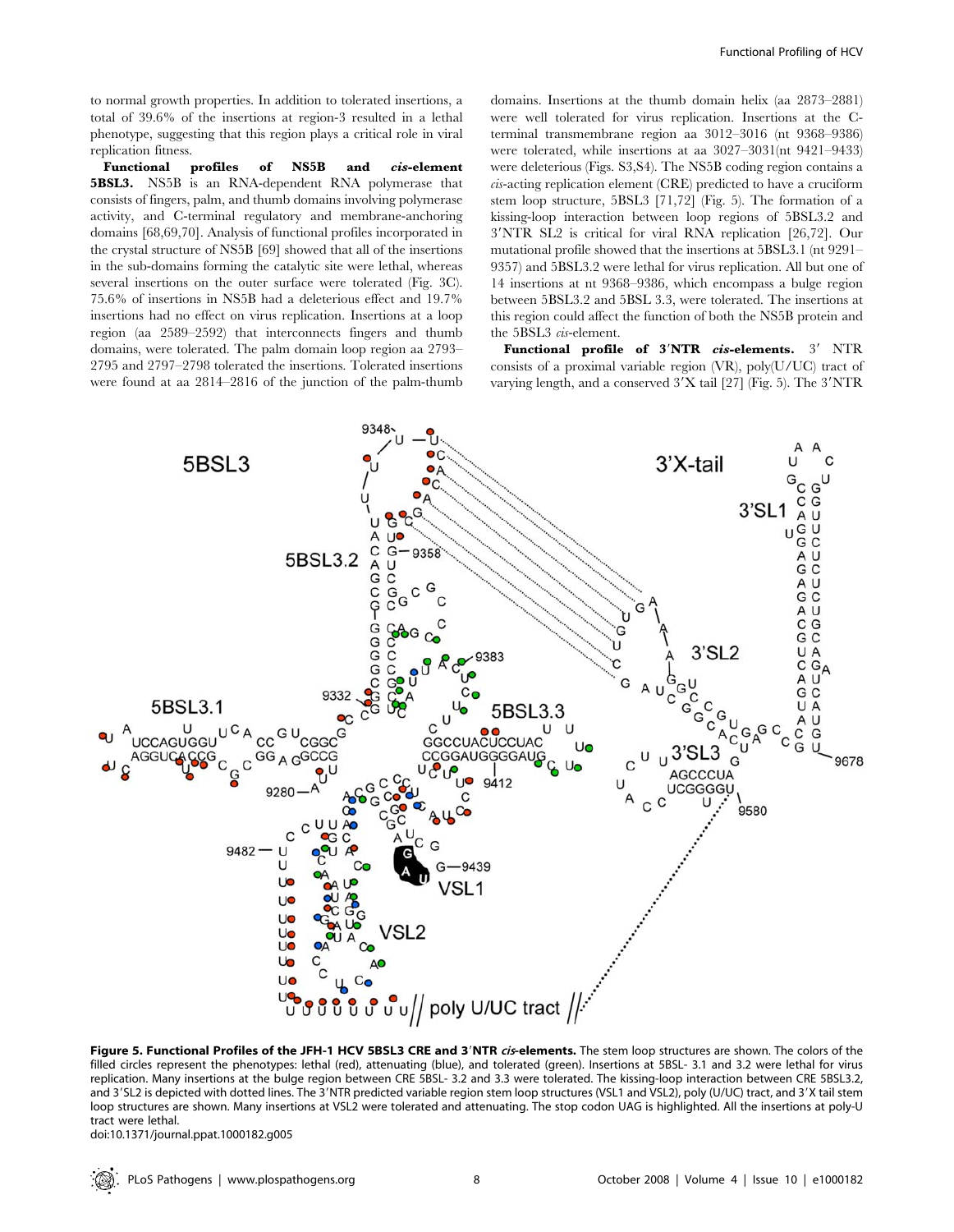to normal growth properties. In addition to tolerated insertions, a total of 39.6% of the insertions at region-3 resulted in a lethal phenotype, suggesting that this region plays a critical role in viral replication fitness.

**Functional profiles of NS5B and *cis*-element 5BSL3.** NS5B is an RNA-dependent RNA polymerase that consists of fingers, palm, and thumb domains involving polymerase activity, and C-terminal regulatory and membrane-anchoring domains [68,69,70]. Analysis of functional profiles incorporated in the crystal structure of NS5B [69] showed that all of the insertions in the sub-domains forming the catalytic site were lethal, whereas several insertions on the outer surface were tolerated (Fig. 3C). 75.6% of insertions in NS5B had a deleterious effect and 19.7% insertions had no effect on virus replication. Insertions at a loop region (aa 2589–2592) that interconnects fingers and thumb domains, were tolerated. The palm domain loop region aa 2793–2795 and 2797–2798 tolerated the insertions. Tolerated insertions were found at aa 2814–2816 of the junction of the palm-thumb domains. Insertions at the thumb domain helix (aa 2873–2881) were well tolerated for virus replication. Insertions at the C-terminal transmembrane region aa 3012–3016 (nt 9368–9386) were tolerated, while insertions at aa 3027–3031(nt 9421–9433) were deleterious (Figs. S3,S4). The NS5B coding region contains a *cis*-acting replication element (CRE) predicted to have a cruciform stem loop structure, 5BSL3 [71,72] (Fig. 5). The formation of a kissing-loop interaction between loop regions of 5BSL3.2 and 3′NTR SL2 is critical for viral RNA replication [26,72]. Our mutational profile showed that the insertions at 5BSL3.1 (nt 9291–9357) and 5BSL3.2 were lethal for virus replication. All but one of 14 insertions at nt 9368–9386, which encompass a bulge region between 5BSL3.2 and 5BSL 3.3, were tolerated. The insertions at this region could affect the function of both the NS5B protein and the 5BSL3 *cis*-element.

**Functional profile of 3′NTR *cis*-elements.** 3′ NTR consists of a proximal variable region (VR), poly(U/UC) tract of varying length, and a conserved 3′X tail [27] (Fig. 5). The 3′NTR

**Figure 5. Functional Profiles of the JFH-1 HCV 5BSL3 CRE and 3′NTR *cis*-elements.** The stem loop structures are shown. The colors of the filled circles represent the phenotypes: lethal (red), attenuating (blue), and tolerated (green). Insertions at 5BSL- 3.1 and 3.2 were lethal for virus replication. Many insertions at the bulge region between CRE 5BSL- 3.2 and 3.3 were tolerated. The kissing-loop interaction between CRE 5BSL3.2, and 3′SL2 is depicted with dotted lines. The 3′NTR predicted variable region stem loop structures (VSL1 and VSL2), poly (U/UC) tract, and 3′X tail stem loop structures are shown. Many insertions at VSL2 were tolerated and attenuating. The stop codon UAG is highlighted. All the insertions at poly-U tract were lethal.

doi:10.1371/journal.ppat.1000182.g005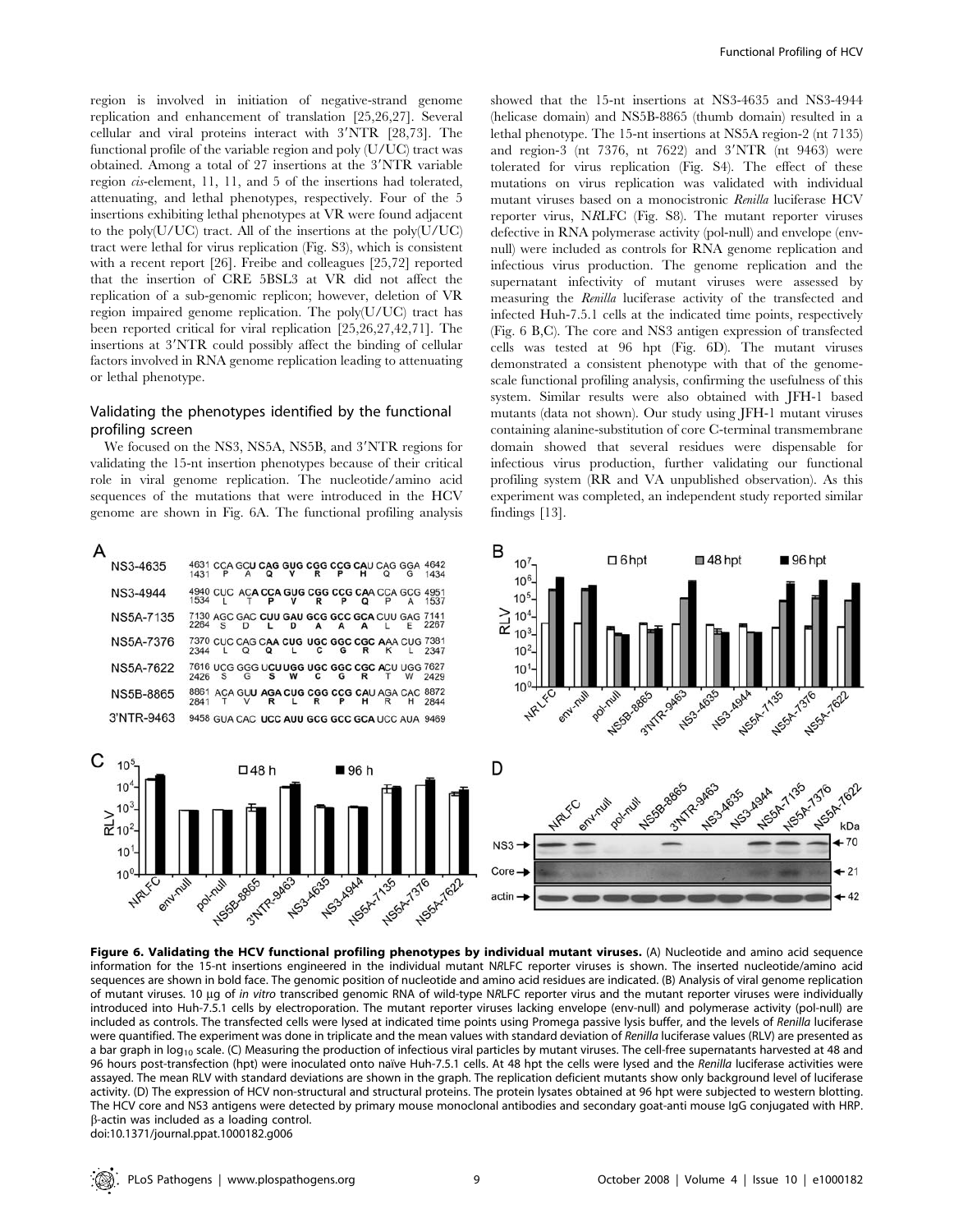region is involved in initiation of negative-strand genome replication and enhancement of translation [25,26,27]. Several cellular and viral proteins interact with 3′NTR [28,73]. The functional profile of the variable region and poly (U/UC) tract was obtained. Among a total of 27 insertions at the 3′NTR variable region *cis*-element, 11, 11, and 5 of the insertions had tolerated, attenuating, and lethal phenotypes, respectively. Four of the 5 insertions exhibiting lethal phenotypes at VR were found adjacent to the poly(U/UC) tract. All of the insertions at the poly(U/UC) tract were lethal for virus replication (Fig. S3), which is consistent with a recent report [26]. Freibe and colleagues [25,72] reported that the insertion of CRE 5BSL3 at VR did not affect the replication of a sub-genomic replicon; however, deletion of VR region impaired genome replication. The poly(U/UC) tract has been reported critical for viral replication [25,26,27,42,71]. The insertions at 3′NTR could possibly affect the binding of cellular factors involved in RNA genome replication leading to attenuating or lethal phenotype.

## Validating the phenotypes identified by the functional profiling screen

We focused on the NS3, NS5A, NS5B, and 3′NTR regions for validating the 15-nt insertion phenotypes because of their critical role in viral genome replication. The nucleotide/amino acid sequences of the mutations that were introduced in the HCV genome are shown in Fig. 6A. The functional profiling analysis showed that the 15-nt insertions at NS3-4635 and NS3-4944 (helicase domain) and NS5B-8865 (thumb domain) resulted in a lethal phenotype. The 15-nt insertions at NS5A region-2 (nt 7135) and region-3 (nt 7376, nt 7622) and 3′NTR (nt 9463) were tolerated for virus replication (Fig. S4). The effect of these mutations on virus replication was validated with individual mutant viruses based on a monocistronic *Renilla* luciferase HCV reporter virus, N*R*LFC (Fig. S8). The mutant reporter viruses defective in RNA polymerase activity (pol-null) and envelope (env-null) were included as controls for RNA genome replication and infectious virus production. The genome replication and the supernatant infectivity of mutant viruses were assessed by measuring the *Renilla* luciferase activity of the transfected and infected Huh-7.5.1 cells at the indicated time points, respectively (Fig. 6 B,C). The core and NS3 antigen expression of transfected cells was tested at 96 hpt (Fig. 6D). The mutant viruses demonstrated a consistent phenotype with that of the genome-scale functional profiling analysis, confirming the usefulness of this system. Similar results were also obtained with JFH-1 based mutants (data not shown). Our study using JFH-1 mutant viruses containing alanine-substitution of core C-terminal transmembrane domain showed that several residues were dispensable for infectious virus production, further validating our functional profiling system (RR and VA unpublished observation). As this experiment was completed, an independent study reported similar findings [13].

**Figure 6. Validating the HCV functional profiling phenotypes by individual mutant viruses.** (A) Nucleotide and amino acid sequence information for the 15-nt insertions engineered in the individual mutant N*R*LFC reporter viruses is shown. The inserted nucleotide/amino acid sequences are shown in bold face. The genomic position of nucleotide and amino acid residues are indicated. (B) Analysis of viral genome replication of mutant viruses. 10 μg of *in vitro* transcribed genomic RNA of wild-type N*R*LFC reporter virus and the mutant reporter viruses were individually introduced into Huh-7.5.1 cells by electroporation. The mutant reporter viruses lacking envelope (env-null) and polymerase activity (pol-null) are included as controls. The transfected cells were lysed at indicated time points using Promega passive lysis buffer, and the levels of *Renilla* luciferase were quantified. The experiment was done in triplicate and the mean values with standard deviation of *Renilla* luciferase values (RLV) are presented as a bar graph in $\log_{10}$ scale. (C) Measuring the production of infectious viral particles by mutant viruses. The cell-free supernatants harvested at 48 and 96 hours post-transfection (hpt) were inoculated onto naïve Huh-7.5.1 cells. At 48 hpt the cells were lysed and the *Renilla* luciferase activities were assayed. The mean RLV with standard deviations are shown in the graph. The replication deficient mutants show only background level of luciferase activity. (D) The expression of HCV non-structural and structural proteins. The protein lysates obtained at 96 hpt were subjected to western blotting. The HCV core and NS3 antigens were detected by primary mouse monoclonal antibodies and secondary goat-anti mouse IgG conjugated with HRP. β-actin was included as a loading control.
doi:10.1371/journal.ppat.1000182.g006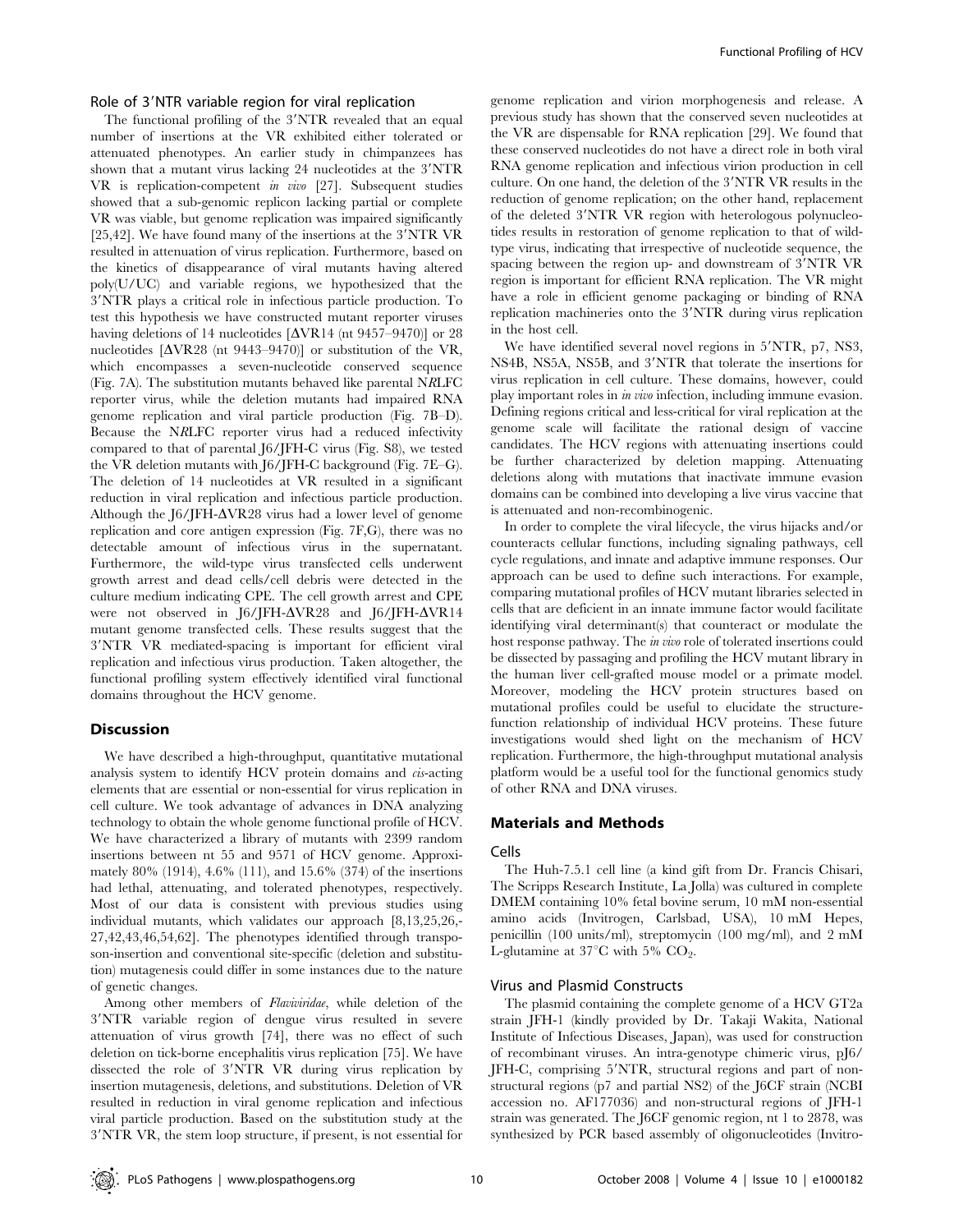### Role of 3′NTR variable region for viral replication

The functional profiling of the 3′NTR revealed that an equal number of insertions at the VR exhibited either tolerated or attenuated phenotypes. An earlier study in chimpanzees has shown that a mutant virus lacking 24 nucleotides at the 3′NTR VR is replication-competent *in vivo* [27]. Subsequent studies showed that a sub-genomic replicon lacking partial or complete VR was viable, but genome replication was impaired significantly [25,42]. We have found many of the insertions at the 3′NTR VR resulted in attenuation of virus replication. Furthermore, based on the kinetics of disappearance of viral mutants having altered poly(U/UC) and variable regions, we hypothesized that the 3′NTR plays a critical role in infectious particle production. To test this hypothesis we have constructed mutant reporter viruses having deletions of 14 nucleotides [ΔVR14 (nt 9457–9470)] or 28 nucleotides [ΔVR28 (nt 9443–9470)] or substitution of the VR, which encompasses a seven-nucleotide conserved sequence (Fig. 7A). The substitution mutants behaved like parental NRLFC reporter virus, while the deletion mutants had impaired RNA genome replication and viral particle production (Fig. 7B–D). Because the NRLFC reporter virus had a reduced infectivity compared to that of parental J6/JFH-C virus (Fig. S8), we tested the VR deletion mutants with J6/JFH-C background (Fig. 7E–G). The deletion of 14 nucleotides at VR resulted in a significant reduction in viral replication and infectious particle production. Although the J6/JFH-ΔVR28 virus had a lower level of genome replication and core antigen expression (Fig. 7F,G), there was no detectable amount of infectious virus in the supernatant. Furthermore, the wild-type virus transfected cells underwent growth arrest and dead cells/cell debris were detected in the culture medium indicating CPE. The cell growth arrest and CPE were not observed in J6/JFH-ΔVR28 and J6/JFH-ΔVR14 mutant genome transfected cells. These results suggest that the 3′NTR VR mediated-spacing is important for efficient viral replication and infectious virus production. Taken altogether, the functional profiling system effectively identified viral functional domains throughout the HCV genome.

## Discussion

We have described a high-throughput, quantitative mutational analysis system to identify HCV protein domains and *cis*-acting elements that are essential or non-essential for virus replication in cell culture. We took advantage of advances in DNA analyzing technology to obtain the whole genome functional profile of HCV. We have characterized a library of mutants with 2399 random insertions between nt 55 and 9571 of HCV genome. Approximately 80% (1914), 4.6% (111), and 15.6% (374) of the insertions had lethal, attenuating, and tolerated phenotypes, respectively. Most of our data is consistent with previous studies using individual mutants, which validates our approach [8,13,25,26,27,42,43,46,54,62]. The phenotypes identified through transposon-insertion and conventional site-specific (deletion and substitution) mutagenesis could differ in some instances due to the nature of genetic changes.

Among other members of *Flaviviridae*, while deletion of the 3′NTR variable region of dengue virus resulted in severe attenuation of virus growth [74], there was no effect of such deletion on tick-borne encephalitis virus replication [75]. We have dissected the role of 3′NTR VR during virus replication by insertion mutagenesis, deletions, and substitutions. Deletion of VR resulted in reduction in viral genome replication and infectious viral particle production. Based on the substitution study at the 3′NTR VR, the stem loop structure, if present, is not essential for genome replication and virion morphogenesis and release. A previous study has shown that the conserved seven nucleotides at the VR are dispensable for RNA replication [29]. We found that these conserved nucleotides do not have a direct role in both viral RNA genome replication and infectious virion production in cell culture. On one hand, the deletion of the 3′NTR VR results in the reduction of genome replication; on the other hand, replacement of the deleted 3′NTR VR region with heterologous polynucleotides results in restoration of genome replication to that of wild-type virus, indicating that irrespective of nucleotide sequence, the spacing between the region up- and downstream of 3′NTR VR region is important for efficient RNA replication. The VR might have a role in efficient genome packaging or binding of RNA replication machineries onto the 3′NTR during virus replication in the host cell.

We have identified several novel regions in 5′NTR, p7, NS3, NS4B, NS5A, NS5B, and 3′NTR that tolerate the insertions for virus replication in cell culture. These domains, however, could play important roles in *in vivo* infection, including immune evasion. Defining regions critical and less-critical for viral replication at the genome scale will facilitate the rational design of vaccine candidates. The HCV regions with attenuating insertions could be further characterized by deletion mapping. Attenuating deletions along with mutations that inactivate immune evasion domains can be combined into developing a live virus vaccine that is attenuated and non-recombinogenic.

In order to complete the viral lifecycle, the virus hijacks and/or counteracts cellular functions, including signaling pathways, cell cycle regulations, and innate and adaptive immune responses. Our approach can be used to define such interactions. For example, comparing mutational profiles of HCV mutant libraries selected in cells that are deficient in an innate immune factor would facilitate identifying viral determinant(s) that counteract or modulate the host response pathway. The *in vivo* role of tolerated insertions could be dissected by passaging and profiling the HCV mutant library in the human liver cell-grafted mouse model or a primate model. Moreover, modeling the HCV protein structures based on mutational profiles could be useful to elucidate the structure-function relationship of individual HCV proteins. These future investigations would shed light on the mechanism of HCV replication. Furthermore, the high-throughput mutational analysis platform would be a useful tool for the functional genomics study of other RNA and DNA viruses.

## Materials and Methods

### Cells

The Huh-7.5.1 cell line (a kind gift from Dr. Francis Chisari, The Scripps Research Institute, La Jolla) was cultured in complete DMEM containing 10% fetal bovine serum, 10 mM non-essential amino acids (Invitrogen, Carlsbad, USA), 10 mM Hepes, penicillin (100 units/ml), streptomycin (100 mg/ml), and 2 mM L-glutamine at 37°C with 5% $CO_2$.

### Virus and Plasmid Constructs

The plasmid containing the complete genome of a HCV GT2a strain JFH-1 (kindly provided by Dr. Takaji Wakita, National Institute of Infectious Diseases, Japan), was used for construction of recombinant viruses. An intra-genotype chimeric virus, pJ6/JFH-C, comprising 5′NTR, structural regions and part of non-structural regions (p7 and partial NS2) of the J6CF strain (NCBI accession no. AF177036) and non-structural regions of JFH-1 strain was generated. The J6CF genomic region, nt 1 to 2878, was synthesized by PCR based assembly of oligonucleotides (Invitro-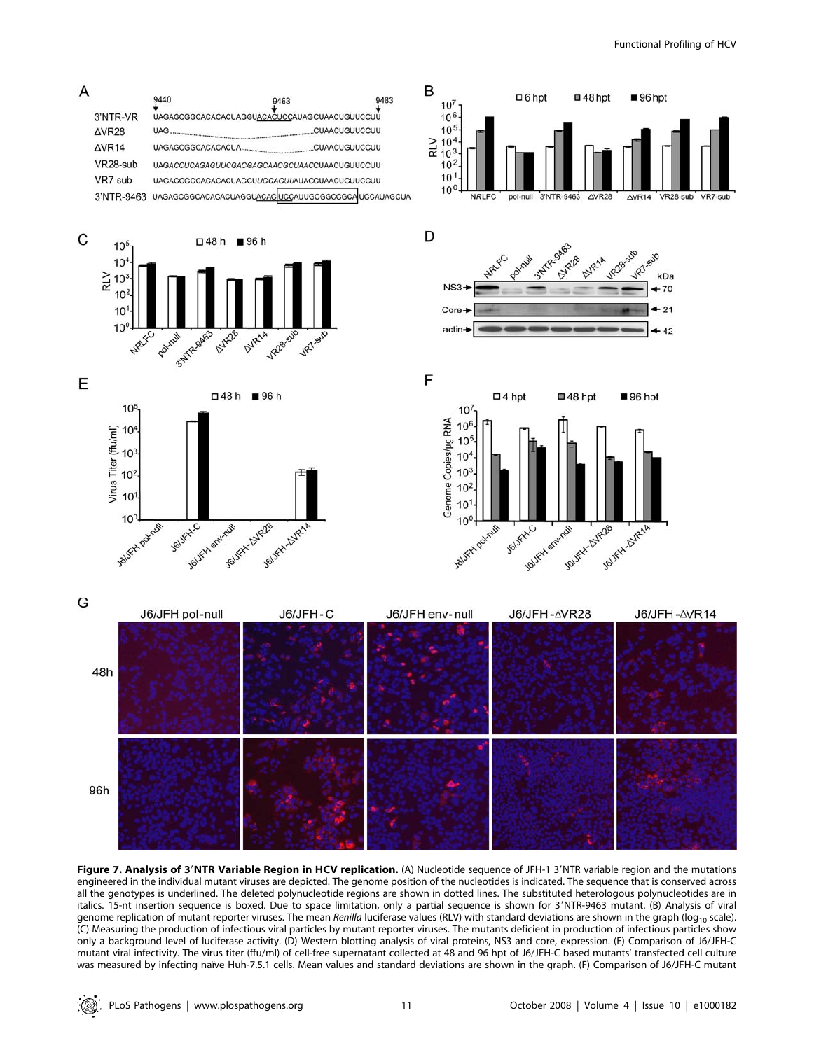**Figure 7. Analysis of 3′NTR Variable Region in HCV replication.** (A) Nucleotide sequence of JFH-1 3′NTR variable region and the mutations engineered in the individual mutant viruses are depicted. The genome position of the nucleotides is indicated. The sequence that is conserved across all the genotypes is underlined. The deleted polynucleotide regions are shown in dotted lines. The substituted heterologous polynucleotides are in italics. 15-nt insertion sequence is boxed. Due to space limitation, only a partial sequence is shown for 3′NTR-9463 mutant. (B) Analysis of viral genome replication of mutant reporter viruses. The mean *Renilla* luciferase values (RLV) with standard deviations are shown in the graph ($\log_{10}$ scale). (C) Measuring the production of infectious viral particles by mutant reporter viruses. The mutants deficient in production of infectious particles show only a background level of luciferase activity. (D) Western blotting analysis of viral proteins, NS3 and core, expression. (E) Comparison of J6/JFH-C mutant viral infectivity. The virus titer (ffu/ml) of cell-free supernatant collected at 48 and 96 hpt of J6/JFH-C based mutants' transfected cell culture was measured by infecting naïve Huh-7.5.1 cells. Mean values and standard deviations are shown in the graph. (F) Comparison of J6/JFH-C mutant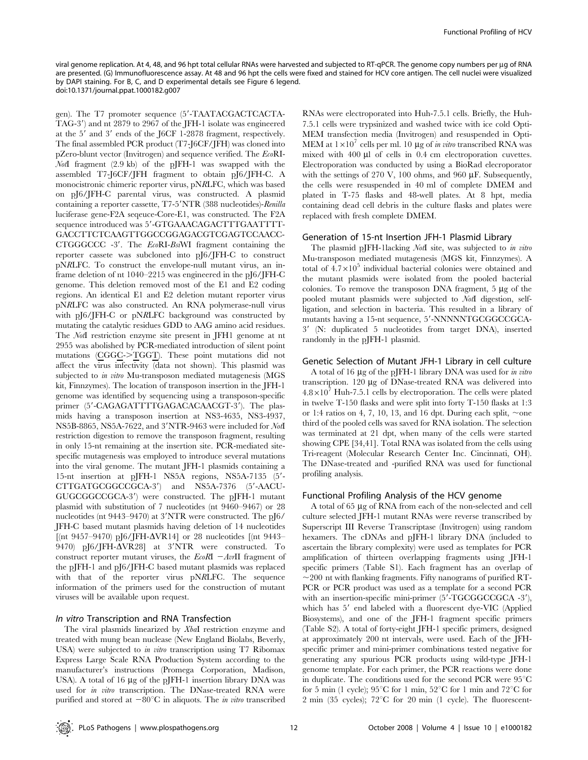viral genome replication. At 4, 48, and 96 hpt total cellular RNAs were harvested and subjected to RT-qPCR. The genome copy numbers per µg of RNA are presented. (G) Immunofluorescence assay. At 48 and 96 hpt the cells were fixed and stained for HCV core antigen. The cell nuclei were visualized by DAPI staining. For B, C, and D experimental details see Figure 6 legend.
doi:10.1371/journal.ppat.1000182.g007

gen). The T7 promoter sequence (5′-TAATACGACTCACTATAG-3′) and nt 2879 to 2967 of the JFH-1 isolate was engineered at the 5′ and 3′ ends of the J6CF 1-2878 fragment, respectively. The final assembled PCR product (T7-J6CF/JFH) was cloned into pZero-blunt vector (Invitrogen) and sequence verified. The *Eco*RI-*Not*I fragment (2.9 kb) of the pJFH-1 was swapped with the assembled T7-J6CF/JFH fragment to obtain pJ6/JFH-C. A monocistronic chimeric reporter virus, p*NR*LFC, which was based on pJ6/JFH-C parental virus, was constructed. A plasmid containing a reporter cassette, T7-5′NTR (388 nucleotides)-*Renilla* luciferase gene-F2A seqeuce-Core-E1, was constructed. The F2A sequence introduced was 5′-GTGAAACAGACTTTGAATTTTGACCTTCTCAAGTTGGCCGGAGACGTCGAGTCCAACCCTGGGCCC -3′. The *Eco*RI-*Bsi*WI fragment containing the reporter cassete was subcloned into pJ6/JFH-C to construct p*NR*LFC. To construct the envelope-null mutant virus, an in-frame deletion of nt 1040–2215 was engineered in the pJ6/JFH-C genome. This deletion removed most of the E1 and E2 coding regions. An identical E1 and E2 deletion mutant reporter virus p*NR*LFC was also constructed. An RNA polymerase-null virus with pJ6/JFH-C or p*NR*LFC background was constructed by mutating the catalytic residues GDD to AAG amino acid residues. The *Not*I restriction enzyme site present in JFH1 genome at nt 2955 was abolished by PCR-mediated introduction of silent point mutations (C̲GGC̲->T̲GGT̲). These point mutations did not affect the virus infectivity (data not shown). This plasmid was subjected to *in vitro* Mu-transposon mediated mutagenesis (MGS kit, Finnzymes). The location of transposon insertion in the JFH-1 genome was identified by sequencing using a transposon-specific primer (5′-CAGAGATTTTGAGACACAACGT-3′). The plasmids having a transposon insertion at NS3-4635, NS3-4937, NS5B-8865, NS5A-7622, and 3′NTR-9463 were included for *Not*I restriction digestion to remove the transposon fragment, resulting in only 15-nt remaining at the insertion site. PCR-mediated site-specific mutagenesis was employed to introduce several mutations into the viral genome. The mutant JFH-1 plasmids containing a 15-nt insertion at pJFH-1 NS5A regions, NS5A-7135 (5′-CTTGATGCGGCCGCA-3′) and NS5A-7376 (5′-AACUGUGCGGCCGCA-3′) were constructed. The pJFH-1 mutant plasmid with substitution of 7 nucleotides (nt 9460–9467) or 28 nucleotides (nt 9443–9470) at 3′NTR were constructed. The pJ6/JFH-C based mutant plasmids having deletion of 14 nucleotides [(nt 9457–9470) pJ6/JFH-ΔVR14] or 28 nucleotides [(nt 9443–9470) pJ6/JFH-ΔVR28] at 3′NTR were constructed. To construct reporter mutant viruses, the *Eco*RI −*Avr*II fragment of the pJFH-1 and pJ6/JFH-C based mutant plasmids was replaced with that of the reporter virus p*NR*LFC. The sequence information of the primers used for the construction of mutant viruses will be available upon request.

### *In vitro* Transcription and RNA Transfection

The viral plasmids linearized by *Xba*I restriction enzyme and treated with mung bean nuclease (New England Biolabs, Beverly, USA) were subjected to *in vitro* transcription using T7 Ribomax Express Large Scale RNA Production System according to the manufacturer's instructions (Promega Corporation, Madison, USA). A total of 16 µg of the pJFH-1 insertion library DNA was used for *in vitro* transcription. The DNase-treated RNA were purified and stored at −80°C in aliquots. The *in vitro* transcribed RNAs were electroporated into Huh-7.5.1 cells. Briefly, the Huh-7.5.1 cells were trypsinized and washed twice with ice cold Opti-MEM transfection media (Invitrogen) and resuspended in Opti-MEM at $1\times10^7$ cells per ml. 10 µg of *in vitro* transcribed RNA was mixed with 400 µl of cells in 0.4 cm electroporation cuvettes. Electroporation was conducted by using a BioRad elecroporator with the settings of 270 V, 100 ohms, and 960 µF. Subsequently, the cells were resuspended in 40 ml of complete DMEM and plated in T-75 flasks and 48-well plates. At 8 hpt, media containing dead cell debris in the culture flasks and plates were replaced with fresh complete DMEM.

### Generation of 15-nt Insertion JFH-1 Plasmid Library

The plasmid pJFH-1lacking *Not*I site, was subjected to *in vitro* Mu-transposon mediated mutagenesis (MGS kit, Finnzymes). A total of $4.7\times10^5$ individual bacterial colonies were obtained and the mutant plasmids were isolated from the pooled bacterial colonies. To remove the transposon DNA fragment, 5 µg of the pooled mutant plasmids were subjected to *Not*I digestion, self-ligation, and selection in bacteria. This resulted in a library of mutants having a 15-nt sequence, 5′-NNNNNTGCGGCCGCA-3′ (N: duplicated 5 nucleotides from target DNA), inserted randomly in the pJFH-1 plasmid.

### Genetic Selection of Mutant JFH-1 Library in cell culture

A total of 16 µg of the pJFH-1 library DNA was used for *in vitro* transcription. 120 µg of DNase-treated RNA was delivered into $4.8\times10^7$ Huh-7.5.1 cells by electroporation. The cells were plated in twelve T-150 flasks and were split into forty T-150 flasks at 1:3 or 1:4 ratios on 4, 7, 10, 13, and 16 dpt. During each split, ~one third of the pooled cells was saved for RNA isolation. The selection was terminated at 21 dpt, when many of the cells were started showing CPE [34,41]. Total RNA was isolated from the cells using Tri-reagent (Molecular Research Center Inc. Cincinnati, OH). The DNase-treated and -purified RNA was used for functional profiling analysis.

### Functional Profiling Analysis of the HCV genome

A total of 65 µg of RNA from each of the non-selected and cell culture selected JFH-1 mutant RNAs were reverse transcribed by Superscript III Reverse Transcriptase (Invitrogen) using random hexamers. The cDNAs and pJFH-1 library DNA (included to ascertain the library complexity) were used as templates for PCR amplification of thirteen overlapping fragments using JFH-1 specific primers (Table S1). Each fragment has an overlap of ~200 nt with flanking fragments. Fifty nanograms of purified RT-PCR or PCR product was used as a template for a second PCR with an insertion-specific mini-primer (5′-TGCGGCCGCA -3′), which has 5′ end labeled with a fluorescent dye-VIC (Applied Biosystems), and one of the JFH-1 fragment specific primers (Table S2). A total of forty-eight JFH-1 specific primers, designed at approximately 200 nt intervals, were used. Each of the JFH-specific primer and mini-primer combinations tested negative for generating any spurious PCR products using wild-type JFH-1 genome template. For each primer, the PCR reactions were done in duplicate. The conditions used for the second PCR were 95°C for 5 min (1 cycle); 95°C for 1 min, 52°C for 1 min and 72°C for 2 min (35 cycles); 72°C for 20 min (1 cycle). The fluorescent-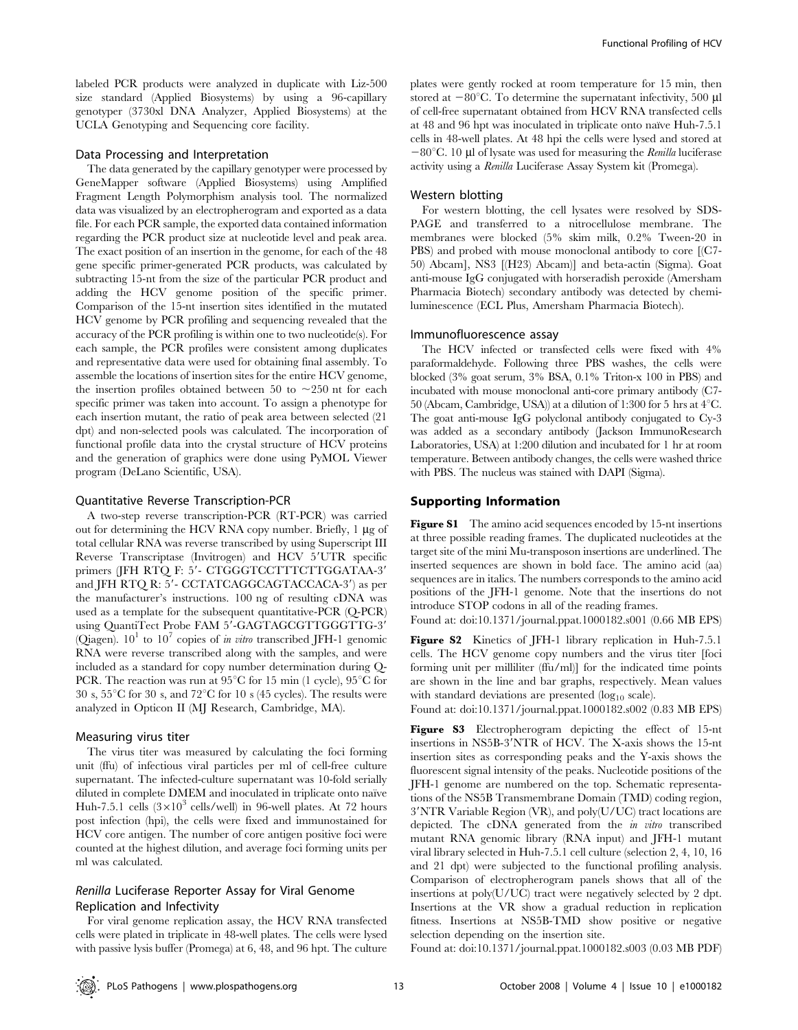labeled PCR products were analyzed in duplicate with Liz-500 size standard (Applied Biosystems) by using a 96-capillary genotyper (3730xl DNA Analyzer, Applied Biosystems) at the UCLA Genotyping and Sequencing core facility.

### Data Processing and Interpretation

The data generated by the capillary genotyper were processed by GeneMapper software (Applied Biosystems) using Amplified Fragment Length Polymorphism analysis tool. The normalized data was visualized by an electropherogram and exported as a data file. For each PCR sample, the exported data contained information regarding the PCR product size at nucleotide level and peak area. The exact position of an insertion in the genome, for each of the 48 gene specific primer-generated PCR products, was calculated by subtracting 15-nt from the size of the particular PCR product and adding the HCV genome position of the specific primer. Comparison of the 15-nt insertion sites identified in the mutated HCV genome by PCR profiling and sequencing revealed that the accuracy of the PCR profiling is within one to two nucleotide(s). For each sample, the PCR profiles were consistent among duplicates and representative data were used for obtaining final assembly. To assemble the locations of insertion sites for the entire HCV genome, the insertion profiles obtained between 50 to ~250 nt for each specific primer was taken into account. To assign a phenotype for each insertion mutant, the ratio of peak area between selected (21 dpt) and non-selected pools was calculated. The incorporation of functional profile data into the crystal structure of HCV proteins and the generation of graphics were done using PyMOL Viewer program (DeLano Scientific, USA).

### Quantitative Reverse Transcription-PCR

A two-step reverse transcription-PCR (RT-PCR) was carried out for determining the HCV RNA copy number. Briefly, 1 µg of total cellular RNA was reverse transcribed by using Superscript III Reverse Transcriptase (Invitrogen) and HCV 5′UTR specific primers (JFH RTQ F: 5′- CTGGGTCCTTTCTTGGATAA-3′ and JFH RTQ R: 5′- CCTATCAGGCAGTACCACA-3′) as per the manufacturer's instructions. 100 ng of resulting cDNA was used as a template for the subsequent quantitative-PCR (Q-PCR) using QuantiTect Probe FAM 5′-GAGTAGCGTTGGGTTG-3′ (Qiagen). $10^1$ to $10^7$ copies of *in vitro* transcribed JFH-1 genomic RNA were reverse transcribed along with the samples, and were included as a standard for copy number determination during Q-PCR. The reaction was run at 95°C for 15 min (1 cycle), 95°C for 30 s, 55°C for 30 s, and 72°C for 10 s (45 cycles). The results were analyzed in Opticon II (MJ Research, Cambridge, MA).

### Measuring virus titer

The virus titer was measured by calculating the foci forming unit (ffu) of infectious viral particles per ml of cell-free culture supernatant. The infected-culture supernatant was 10-fold serially diluted in complete DMEM and inoculated in triplicate onto naïve Huh-7.5.1 cells ($3\times10^3$ cells/well) in 96-well plates. At 72 hours post infection (hpi), the cells were fixed and immunostained for HCV core antigen. The number of core antigen positive foci were counted at the highest dilution, and average foci forming units per ml was calculated.

### *Renilla* Luciferase Reporter Assay for Viral Genome Replication and Infectivity

For viral genome replication assay, the HCV RNA transfected cells were plated in triplicate in 48-well plates. The cells were lysed with passive lysis buffer (Promega) at 6, 48, and 96 hpt. The culture plates were gently rocked at room temperature for 15 min, then stored at −80°C. To determine the supernatant infectivity, 500 µl of cell-free supernatant obtained from HCV RNA transfected cells at 48 and 96 hpt was inoculated in triplicate onto naïve Huh-7.5.1 cells in 48-well plates. At 48 hpi the cells were lysed and stored at −80°C. 10 µl of lysate was used for measuring the *Renilla* luciferase activity using a *Renilla* Luciferase Assay System kit (Promega).

### Western blotting

For western blotting, the cell lysates were resolved by SDS-PAGE and transferred to a nitrocellulose membrane. The membranes were blocked (5% skim milk, 0.2% Tween-20 in PBS) and probed with mouse monoclonal antibody to core [(C7-50) Abcam], NS3 [(H23) Abcam)] and beta-actin (Sigma). Goat anti-mouse IgG conjugated with horseradish peroxide (Amersham Pharmacia Biotech) secondary antibody was detected by chemiluminescence (ECL Plus, Amersham Pharmacia Biotech).

### Immunofluorescence assay

The HCV infected or transfected cells were fixed with 4% paraformaldehyde. Following three PBS washes, the cells were blocked (3% goat serum, 3% BSA, 0.1% Triton-x 100 in PBS) and incubated with mouse monoclonal anti-core primary antibody (C7-50 (Abcam, Cambridge, USA)) at a dilution of 1:300 for 5 hrs at 4°C. The goat anti-mouse IgG polyclonal antibody conjugated to Cy-3 was added as a secondary antibody (Jackson ImmunoResearch Laboratories, USA) at 1:200 dilution and incubated for 1 hr at room temperature. Between antibody changes, the cells were washed thrice with PBS. The nucleus was stained with DAPI (Sigma).

## Supporting Information

**Figure S1** The amino acid sequences encoded by 15-nt insertions at three possible reading frames. The duplicated nucleotides at the target site of the mini Mu-transposon insertions are underlined. The inserted sequences are shown in bold face. The amino acid (aa) sequences are in italics. The numbers corresponds to the amino acid positions of the JFH-1 genome. Note that the insertions do not introduce STOP codons in all of the reading frames.
Found at: doi:10.1371/journal.ppat.1000182.s001 (0.66 MB EPS)

**Figure S2** Kinetics of JFH-1 library replication in Huh-7.5.1 cells. The HCV genome copy numbers and the virus titer [foci forming unit per milliliter (ffu/ml)] for the indicated time points are shown in the line and bar graphs, respectively. Mean values with standard deviations are presented ($\log_{10}$ scale).
Found at: doi:10.1371/journal.ppat.1000182.s002 (0.83 MB EPS)

**Figure S3** Electropherogram depicting the effect of 15-nt insertions in NS5B-3′NTR of HCV. The X-axis shows the 15-nt insertion sites as corresponding peaks and the Y-axis shows the fluorescent signal intensity of the peaks. Nucleotide positions of the JFH-1 genome are numbered on the top. Schematic representations of the NS5B Transmembrane Domain (TMD) coding region, 3′NTR Variable Region (VR), and poly(U/UC) tract locations are depicted. The cDNA generated from the *in vitro* transcribed mutant RNA genomic library (RNA input) and JFH-1 mutant viral library selected in Huh-7.5.1 cell culture (selection 2, 4, 10, 16 and 21 dpt) were subjected to the functional profiling analysis. Comparison of electropherogram panels shows that all of the insertions at poly(U/UC) tract were negatively selected by 2 dpt. Insertions at the VR show a gradual reduction in replication fitness. Insertions at NS5B-TMD show positive or negative selection depending on the insertion site.
Found at: doi:10.1371/journal.ppat.1000182.s003 (0.03 MB PDF)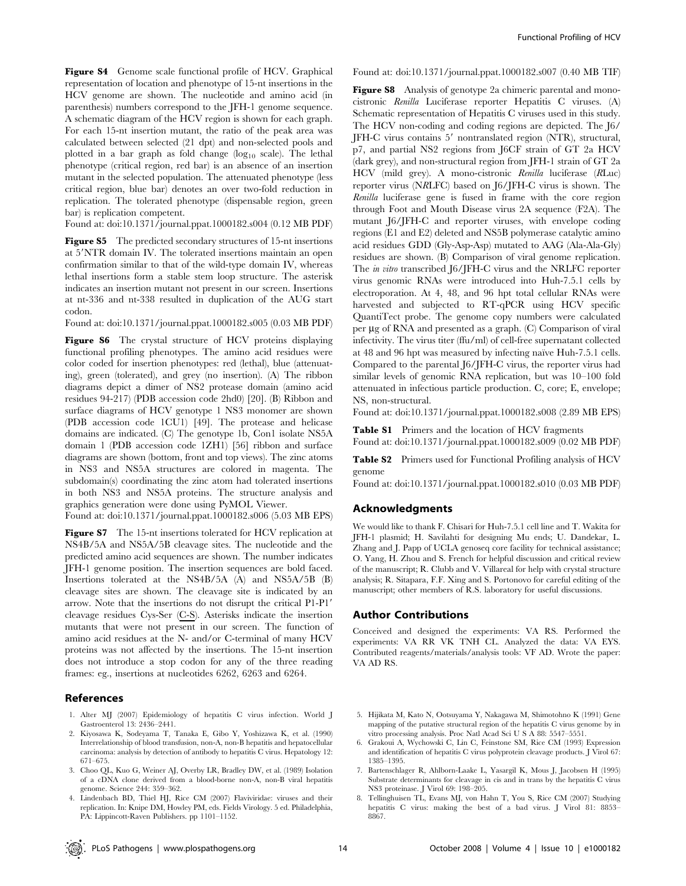**Figure S4** Genome scale functional profile of HCV. Graphical representation of location and phenotype of 15-nt insertions in the HCV genome are shown. The nucleotide and amino acid (in parenthesis) numbers correspond to the JFH-1 genome sequence. A schematic diagram of the HCV region is shown for each graph. For each 15-nt insertion mutant, the ratio of the peak area was calculated between selected (21 dpt) and non-selected pools and plotted in a bar graph as fold change ($\log_{10}$ scale). The lethal phenotype (critical region, red bar) is an absence of an insertion mutant in the selected population. The attenuated phenotype (less critical region, blue bar) denotes an over two-fold reduction in replication. The tolerated phenotype (dispensable region, green bar) is replication competent.

Found at: doi:10.1371/journal.ppat.1000182.s004 (0.12 MB PDF)

**Figure S5** The predicted secondary structures of 15-nt insertions at 5′NTR domain IV. The tolerated insertions maintain an open confirmation similar to that of the wild-type domain IV, whereas lethal insertions form a stable stem loop structure. The asterisk indicates an insertion mutant not present in our screen. Insertions at nt-336 and nt-338 resulted in duplication of the AUG start codon.

Found at: doi:10.1371/journal.ppat.1000182.s005 (0.03 MB PDF)

**Figure S6** The crystal structure of HCV proteins displaying functional profiling phenotypes. The amino acid residues were color coded for insertion phenotypes: red (lethal), blue (attenuating), green (tolerated), and grey (no insertion). (A) The ribbon diagrams depict a dimer of NS2 protease domain (amino acid residues 94-217) (PDB accession code 2hd0) [20]. (B) Ribbon and surface diagrams of HCV genotype 1 NS3 monomer are shown (PDB accession code 1CU1) [49]. The protease and helicase domains are indicated. (C) The genotype 1b, Con1 isolate NS5A domain 1 (PDB accession code 1ZH1) [56] ribbon and surface diagrams are shown (bottom, front and top views). The zinc atoms in NS3 and NS5A structures are colored in magenta. The subdomain(s) coordinating the zinc atom had tolerated insertions in both NS3 and NS5A proteins. The structure analysis and graphics generation were done using PyMOL Viewer.

Found at: doi:10.1371/journal.ppat.1000182.s006 (5.03 MB EPS)

**Figure S7** The 15-nt insertions tolerated for HCV replication at NS4B/5A and NS5A/5B cleavage sites. The nucleotide and the predicted amino acid sequences are shown. The number indicates JFH-1 genome position. The insertion sequences are bold faced. Insertions tolerated at the NS4B/5A (A) and NS5A/5B (B) cleavage sites are shown. The cleavage site is indicated by an arrow. Note that the insertions do not disrupt the critical P1-P1′ cleavage residues Cys-Ser (C-S). Asterisks indicate the insertion mutants that were not present in our screen. The function of amino acid residues at the N- and/or C-terminal of many HCV proteins was not affected by the insertions. The 15-nt insertion does not introduce a stop codon for any of the three reading frames: eg., insertions at nucleotides 6262, 6263 and 6264.

Found at: doi:10.1371/journal.ppat.1000182.s007 (0.40 MB TIF)

**Figure S8** Analysis of genotype 2a chimeric parental and monocistronic *Renilla* Luciferase reporter Hepatitis C viruses. (A) Schematic representation of Hepatitis C viruses used in this study. The HCV non-coding and coding regions are depicted. The J6/JFH-C virus contains 5′ nontranslated region (NTR), structural, p7, and partial NS2 regions from J6CF strain of GT 2a HCV (dark grey), and non-structural region from JFH-1 strain of GT 2a HCV (mild grey). A mono-cistronic *Renilla* luciferase (*R*Luc) reporter virus (N*R*LFC) based on J6/JFH-C virus is shown. The *Renilla* luciferase gene is fused in frame with the core region through Foot and Mouth Disease virus 2A sequence (F2A). The mutant J6/JFH-C and reporter viruses, with envelope coding regions (E1 and E2) deleted and NS5B polymerase catalytic amino acid residues GDD (Gly-Asp-Asp) mutated to AAG (Ala-Ala-Gly) residues are shown. (B) Comparison of viral genome replication. The *in vitro* transcribed J6/JFH-C virus and the NRLFC reporter virus genomic RNAs were introduced into Huh-7.5.1 cells by electroporation. At 4, 48, and 96 hpt total cellular RNAs were harvested and subjected to RT-qPCR using HCV specific QuantiTect probe. The genome copy numbers were calculated per μg of RNA and presented as a graph. (C) Comparison of viral infectivity. The virus titer (ffu/ml) of cell-free supernatant collected at 48 and 96 hpt was measured by infecting naïve Huh-7.5.1 cells. Compared to the parental J6/JFH-C virus, the reporter virus had similar levels of genomic RNA replication, but was 10–100 fold attenuated in infectious particle production. C, core; E, envelope; NS, non-structural.

Found at: doi:10.1371/journal.ppat.1000182.s008 (2.89 MB EPS)

**Table S1** Primers and the location of HCV fragments

Found at: doi:10.1371/journal.ppat.1000182.s009 (0.02 MB PDF)

**Table S2** Primers used for Functional Profiling analysis of HCV genome

Found at: doi:10.1371/journal.ppat.1000182.s010 (0.03 MB PDF)

## Acknowledgments

We would like to thank F. Chisari for Huh-7.5.1 cell line and T. Wakita for JFH-1 plasmid; H. Savilahti for designing Mu ends; U. Dandekar, L. Zhang and J. Papp of UCLA genoseq core facility for technical assistance; O. Yang, H. Zhou and S. French for helpful discussion and critical review of the manuscript; R. Clubb and V. Villareal for help with crystal structure analysis; R. Sitapara, F.F. Xing and S. Portonovo for careful editing of the manuscript; other members of R.S. laboratory for useful discussions.

## Author Contributions

Conceived and designed the experiments: VA RS. Performed the experiments: VA RR VK TNH CL. Analyzed the data: VA EYS. Contributed reagents/materials/analysis tools: VF AD. Wrote the paper: VA AD RS.

## References

1. Alter MJ (2007) Epidemiology of hepatitis C virus infection. World J Gastroenterol 13: 2436–2441.
2. Kiyosawa K, Sodeyama T, Tanaka E, Gibo Y, Yoshizawa K, et al. (1990) Interrelationship of blood transfusion, non-A, non-B hepatitis and hepatocellular carcinoma: analysis by detection of antibody to hepatitis C virus. Hepatology 12: 671–675.
3. Choo QL, Kuo G, Weiner AJ, Overby LR, Bradley DW, et al. (1989) Isolation of a cDNA clone derived from a blood-borne non-A, non-B viral hepatitis genome. Science 244: 359–362.
4. Lindenbach BD, Thiel HJ, Rice CM (2007) Flaviviridae: viruses and their replication. In: Knipe DM, Howley PM, eds. Fields Virology. 5 ed. Philadelphia, PA: Lippincott-Raven Publishers. pp 1101–1152.
5. Hijikata M, Kato N, Ootsuyama Y, Nakagawa M, Shimotohno K (1991) Gene mapping of the putative structural region of the hepatitis C virus genome by in vitro processing analysis. Proc Natl Acad Sci U S A 88: 5547–5551.
6. Grakoui A, Wychowski C, Lin C, Feinstone SM, Rice CM (1993) Expression and identification of hepatitis C virus polyprotein cleavage products. J Virol 67: 1385–1395.
7. Bartenschlager R, Ahlborn-Laake L, Yasargil K, Mous J, Jacobsen H (1995) Substrate determinants for cleavage in cis and in trans by the hepatitis C virus NS3 proteinase. J Virol 69: 198–205.
8. Tellinghuisen TL, Evans MJ, von Hahn T, You S, Rice CM (2007) Studying hepatitis C virus: making the best of a bad virus. J Virol 81: 8853–8867.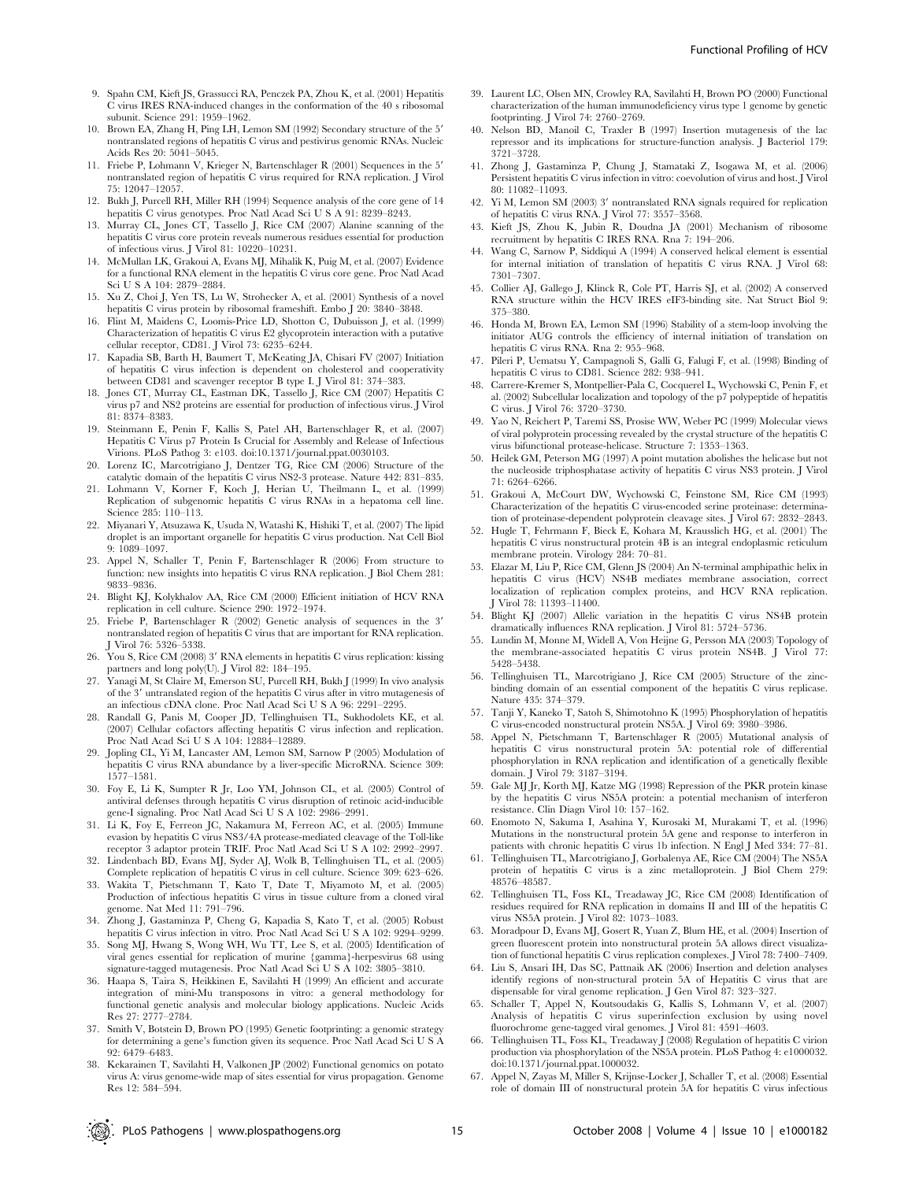9. Spahn CM, Kieft JS, Grassucci RA, Penczek PA, Zhou K, et al. (2001) Hepatitis C virus IRES RNA-induced changes in the conformation of the 40 s ribosomal subunit. Science 291: 1959–1962.
10. Brown EA, Zhang H, Ping LH, Lemon SM (1992) Secondary structure of the 5′ nontranslated regions of hepatitis C virus and pestivirus genomic RNAs. Nucleic Acids Res 20: 5041–5045.
11. Friebe P, Lohmann V, Krieger N, Bartenschlager R (2001) Sequences in the 5′ nontranslated region of hepatitis C virus required for RNA replication. J Virol 75: 12047–12057.
12. Bukh J, Purcell RH, Miller RH (1994) Sequence analysis of the core gene of 14 hepatitis C virus genotypes. Proc Natl Acad Sci U S A 91: 8239–8243.
13. Murray CL, Jones CT, Tassello J, Rice CM (2007) Alanine scanning of the hepatitis C virus core protein reveals numerous residues essential for production of infectious virus. J Virol 81: 10220–10231.
14. McMullan LK, Grakoui A, Evans MJ, Mihalik K, Puig M, et al. (2007) Evidence for a functional RNA element in the hepatitis C virus core gene. Proc Natl Acad Sci U S A 104: 2879–2884.
15. Xu Z, Choi J, Yen TS, Lu W, Strohecker A, et al. (2001) Synthesis of a novel hepatitis C virus protein by ribosomal frameshift. Embo J 20: 3840–3848.
16. Flint M, Maidens C, Loomis-Price LD, Shotton C, Dubuisson J, et al. (1999) Characterization of hepatitis C virus E2 glycoprotein interaction with a putative cellular receptor, CD81. J Virol 73: 6235–6244.
17. Kapadia SB, Barth H, Baumert T, McKeating JA, Chisari FV (2007) Initiation of hepatitis C virus infection is dependent on cholesterol and cooperativity between CD81 and scavenger receptor B type I. J Virol 81: 374–383.
18. Jones CT, Murray CL, Eastman DK, Tassello J, Rice CM (2007) Hepatitis C virus p7 and NS2 proteins are essential for production of infectious virus. J Virol 81: 8374–8383.
19. Steinmann E, Penin F, Kallis S, Patel AH, Bartenschlager R, et al. (2007) Hepatitis C Virus p7 Protein Is Crucial for Assembly and Release of Infectious Virions. PLoS Pathog 3: e103. doi:10.1371/journal.ppat.0030103.
20. Lorenz IC, Marcotrigiano J, Dentzer TG, Rice CM (2006) Structure of the catalytic domain of the hepatitis C virus NS2-3 protease. Nature 442: 831–835.
21. Lohmann V, Korner F, Koch J, Herian U, Theilmann L, et al. (1999) Replication of subgenomic hepatitis C virus RNAs in a hepatoma cell line. Science 285: 110–113.
22. Miyanari Y, Atsuzawa K, Usuda N, Watashi K, Hishiki T, et al. (2007) The lipid droplet is an important organelle for hepatitis C virus production. Nat Cell Biol 9: 1089–1097.
23. Appel N, Schaller T, Penin F, Bartenschlager R (2006) From structure to function: new insights into hepatitis C virus RNA replication. J Biol Chem 281: 9833–9836.
24. Blight KJ, Kolykhalov AA, Rice CM (2000) Efficient initiation of HCV RNA replication in cell culture. Science 290: 1972–1974.
25. Friebe P, Bartenschlager R (2002) Genetic analysis of sequences in the 3′ nontranslated region of hepatitis C virus that are important for RNA replication. J Virol 76: 5326–5338.
26. You S, Rice CM (2008) 3′ RNA elements in hepatitis C virus replication: kissing partners and long poly(U). J Virol 82: 184–195.
27. Yanagi M, St Claire M, Emerson SU, Purcell RH, Bukh J (1999) In vivo analysis of the 3′ untranslated region of the hepatitis C virus after in vitro mutagenesis of an infectious cDNA clone. Proc Natl Acad Sci U S A 96: 2291–2295.
28. Randall G, Panis M, Cooper JD, Tellinghuisen TL, Sukhodolets KE, et al. (2007) Cellular cofactors affecting hepatitis C virus infection and replication. Proc Natl Acad Sci U S A 104: 12884–12889.
29. Jopling CL, Yi M, Lancaster AM, Lemon SM, Sarnow P (2005) Modulation of hepatitis C virus RNA abundance by a liver-specific MicroRNA. Science 309: 1577–1581.
30. Foy E, Li K, Sumpter R Jr, Loo YM, Johnson CL, et al. (2005) Control of antiviral defenses through hepatitis C virus disruption of retinoic acid-inducible gene-I signaling. Proc Natl Acad Sci U S A 102: 2986–2991.
31. Li K, Foy E, Ferreon JC, Nakamura M, Ferreon AC, et al. (2005) Immune evasion by hepatitis C virus NS3/4A protease-mediated cleavage of the Toll-like receptor 3 adaptor protein TRIF. Proc Natl Acad Sci U S A 102: 2992–2997.
32. Lindenbach BD, Evans MJ, Syder AJ, Wolk B, Tellinghuisen TL, et al. (2005) Complete replication of hepatitis C virus in cell culture. Science 309: 623–626.
33. Wakita T, Pietschmann T, Kato T, Date T, Miyamoto M, et al. (2005) Production of infectious hepatitis C virus in tissue culture from a cloned viral genome. Nat Med 11: 791–796.
34. Zhong J, Gastaminza P, Cheng G, Kapadia S, Kato T, et al. (2005) Robust hepatitis C virus infection in vitro. Proc Natl Acad Sci U S A 102: 9294–9299.
35. Song MJ, Hwang S, Wong WH, Wu TT, Lee S, et al. (2005) Identification of viral genes essential for replication of murine {gamma}-herpesvirus 68 using signature-tagged mutagenesis. Proc Natl Acad Sci U S A 102: 3805–3810.
36. Haapa S, Taira S, Heikkinen E, Savilahti H (1999) An efficient and accurate integration of mini-Mu transposons in vitro: a general methodology for functional genetic analysis and molecular biology applications. Nucleic Acids Res 27: 2777–2784.
37. Smith V, Botstein D, Brown PO (1995) Genetic footprinting: a genomic strategy for determining a gene's function given its sequence. Proc Natl Acad Sci U S A 92: 6479–6483.
38. Kekarainen T, Savilahti H, Valkonen JP (2002) Functional genomics on potato virus A: virus genome-wide map of sites essential for virus propagation. Genome Res 12: 584–594.
39. Laurent LC, Olsen MN, Crowley RA, Savilahti H, Brown PO (2000) Functional characterization of the human immunodeficiency virus type 1 genome by genetic footprinting. J Virol 74: 2760–2769.
40. Nelson BD, Manoil C, Traxler B (1997) Insertion mutagenesis of the lac repressor and its implications for structure-function analysis. J Bacteriol 179: 3721–3728.
41. Zhong J, Gastaminza P, Chung J, Stamataki Z, Isogawa M, et al. (2006) Persistent hepatitis C virus infection in vitro: coevolution of virus and host. J Virol 80: 11082–11093.
42. Yi M, Lemon SM (2003) 3′ nontranslated RNA signals required for replication of hepatitis C virus RNA. J Virol 77: 3557–3568.
43. Kieft JS, Zhou K, Jubin R, Doudna JA (2001) Mechanism of ribosome recruitment by hepatitis C IRES RNA. Rna 7: 194–206.
44. Wang C, Sarnow P, Siddiqui A (1994) A conserved helical element is essential for internal initiation of translation of hepatitis C virus RNA. J Virol 68: 7301–7307.
45. Collier AJ, Gallego J, Klinck R, Cole PT, Harris SJ, et al. (2002) A conserved RNA structure within the HCV IRES eIF3-binding site. Nat Struct Biol 9: 375–380.
46. Honda M, Brown EA, Lemon SM (1996) Stability of a stem-loop involving the initiator AUG controls the efficiency of internal initiation of translation on hepatitis C virus RNA. Rna 2: 955–968.
47. Pileri P, Uematsu Y, Campagnoli S, Galli G, Falugi F, et al. (1998) Binding of hepatitis C virus to CD81. Science 282: 938–941.
48. Carrere-Kremer S, Montpellier-Pala C, Cocquerel L, Wychowski C, Penin F, et al. (2002) Subcellular localization and topology of the p7 polypeptide of hepatitis C virus. J Virol 76: 3720–3730.
49. Yao N, Reichert P, Taremi SS, Prosise WW, Weber PC (1999) Molecular views of viral polyprotein processing revealed by the crystal structure of the hepatitis C virus bifunctional protease-helicase. Structure 7: 1353–1363.
50. Heilek GM, Peterson MG (1997) A point mutation abolishes the helicase but not the nucleoside triphosphatase activity of hepatitis C virus NS3 protein. J Virol 71: 6264–6266.
51. Grakoui A, McCourt DW, Wychowski C, Feinstone SM, Rice CM (1993) Characterization of the hepatitis C virus-encoded serine proteinase: determination of proteinase-dependent polyprotein cleavage sites. J Virol 67: 2832–2843.
52. Hugle T, Fehrmann F, Bieck E, Kohara M, Krausslich HG, et al. (2001) The hepatitis C virus nonstructural protein 4B is an integral endoplasmic reticulum membrane protein. Virology 284: 70–81.
53. Elazar M, Liu P, Rice CM, Glenn JS (2004) An N-terminal amphipathic helix in hepatitis C virus (HCV) NS4B mediates membrane association, correct localization of replication complex proteins, and HCV RNA replication. J Virol 78: 11393–11400.
54. Blight KJ (2007) Allelic variation in the hepatitis C virus NS4B protein dramatically influences RNA replication. J Virol 81: 5724–5736.
55. Lundin M, Monne M, Widell A, Von Heijne G, Persson MA (2003) Topology of the membrane-associated hepatitis C virus protein NS4B. J Virol 77: 5428–5438.
56. Tellinghuisen TL, Marcotrigiano J, Rice CM (2005) Structure of the zinc-binding domain of an essential component of the hepatitis C virus replicase. Nature 435: 374–379.
57. Tanji Y, Kaneko T, Satoh S, Shimotohno K (1995) Phosphorylation of hepatitis C virus-encoded nonstructural protein NS5A. J Virol 69: 3980–3986.
58. Appel N, Pietschmann T, Bartenschlager R (2005) Mutational analysis of hepatitis C virus nonstructural protein 5A: potential role of differential phosphorylation in RNA replication and identification of a genetically flexible domain. J Virol 79: 3187–3194.
59. Gale MJ Jr, Korth MJ, Katze MG (1998) Repression of the PKR protein kinase by the hepatitis C virus NS5A protein: a potential mechanism of interferon resistance. Clin Diagn Virol 10: 157–162.
60. Enomoto N, Sakuma I, Asahina Y, Kurosaki M, Murakami T, et al. (1996) Mutations in the nonstructural protein 5A gene and response to interferon in patients with chronic hepatitis C virus 1b infection. N Engl J Med 334: 77–81.
61. Tellinghuisen TL, Marcotrigiano J, Gorbalenya AE, Rice CM (2004) The NS5A protein of hepatitis C virus is a zinc metalloprotein. J Biol Chem 279: 48576–48587.
62. Tellinghuisen TL, Foss KL, Treadaway JC, Rice CM (2008) Identification of residues required for RNA replication in domains II and III of the hepatitis C virus NS5A protein. J Virol 82: 1073–1083.
63. Moradpour D, Evans MJ, Gosert R, Yuan Z, Blum HE, et al. (2004) Insertion of green fluorescent protein into nonstructural protein 5A allows direct visualization of functional hepatitis C virus replication complexes. J Virol 78: 7400–7409.
64. Liu S, Ansari IH, Das SC, Pattnaik AK (2006) Insertion and deletion analyses identify regions of non-structural protein 5A of Hepatitis C virus that are dispensable for viral genome replication. J Gen Virol 87: 323–327.
65. Schaller T, Appel N, Koutsoudakis G, Kallis S, Lohmann V, et al. (2007) Analysis of hepatitis C virus superinfection exclusion by using novel fluorochrome gene-tagged viral genomes. J Virol 81: 4591–4603.
66. Tellinghuisen TL, Foss KL, Treadaway J (2008) Regulation of hepatitis C virion production via phosphorylation of the NS5A protein. PLoS Pathog 4: e1000032. doi:10.1371/journal.ppat.1000032.
67. Appel N, Zayas M, Miller S, Krijnse-Locker J, Schaller T, et al. (2008) Essential role of domain III of nonstructural protein 5A for hepatitis C virus infectious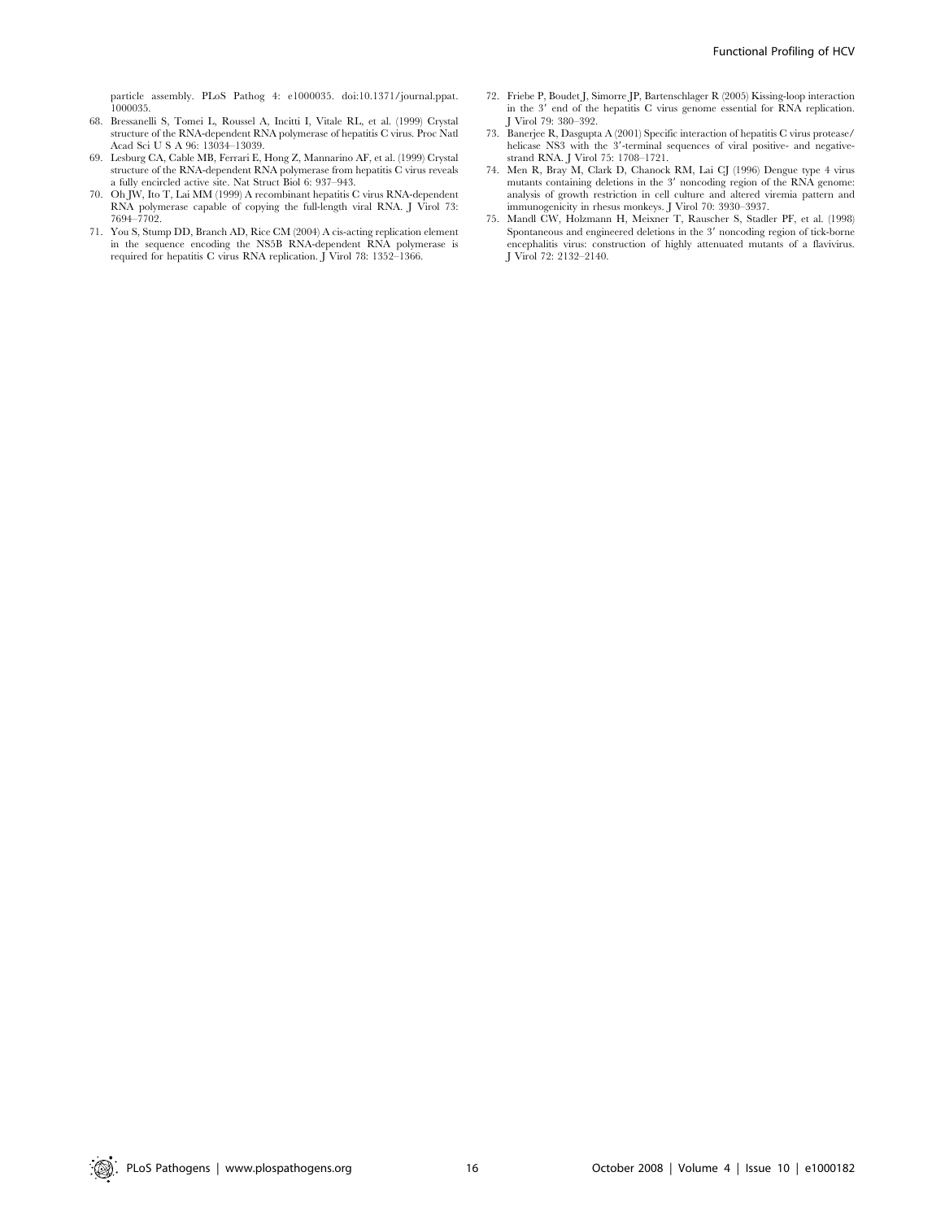particle assembly. PLoS Pathog 4: e1000035. doi:10.1371/journal.ppat.1000035.

68. Bressanelli S, Tomei L, Roussel A, Incitti I, Vitale RL, et al. (1999) Crystal structure of the RNA-dependent RNA polymerase of hepatitis C virus. Proc Natl Acad Sci U S A 96: 13034–13039.
69. Lesburg CA, Cable MB, Ferrari E, Hong Z, Mannarino AF, et al. (1999) Crystal structure of the RNA-dependent RNA polymerase from hepatitis C virus reveals a fully encircled active site. Nat Struct Biol 6: 937–943.
70. Oh JW, Ito T, Lai MM (1999) A recombinant hepatitis C virus RNA-dependent RNA polymerase capable of copying the full-length viral RNA. J Virol 73: 7694–7702.
71. You S, Stump DD, Branch AD, Rice CM (2004) A cis-acting replication element in the sequence encoding the NS5B RNA-dependent RNA polymerase is required for hepatitis C virus RNA replication. J Virol 78: 1352–1366.
72. Friebe P, Boudet J, Simorre JP, Bartenschlager R (2005) Kissing-loop interaction in the 3′ end of the hepatitis C virus genome essential for RNA replication. J Virol 79: 380–392.
73. Banerjee R, Dasgupta A (2001) Specific interaction of hepatitis C virus protease/helicase NS3 with the 3′-terminal sequences of viral positive- and negative-strand RNA. J Virol 75: 1708–1721.
74. Men R, Bray M, Clark D, Chanock RM, Lai CJ (1996) Dengue type 4 virus mutants containing deletions in the 3′ noncoding region of the RNA genome: analysis of growth restriction in cell culture and altered viremia pattern and immunogenicity in rhesus monkeys. J Virol 70: 3930–3937.
75. Mandl CW, Holzmann H, Meixner T, Rauscher S, Stadler PF, et al. (1998) Spontaneous and engineered deletions in the 3′ noncoding region of tick-borne encephalitis virus: construction of highly attenuated mutants of a flavivirus. J Virol 72: 2132–2140.